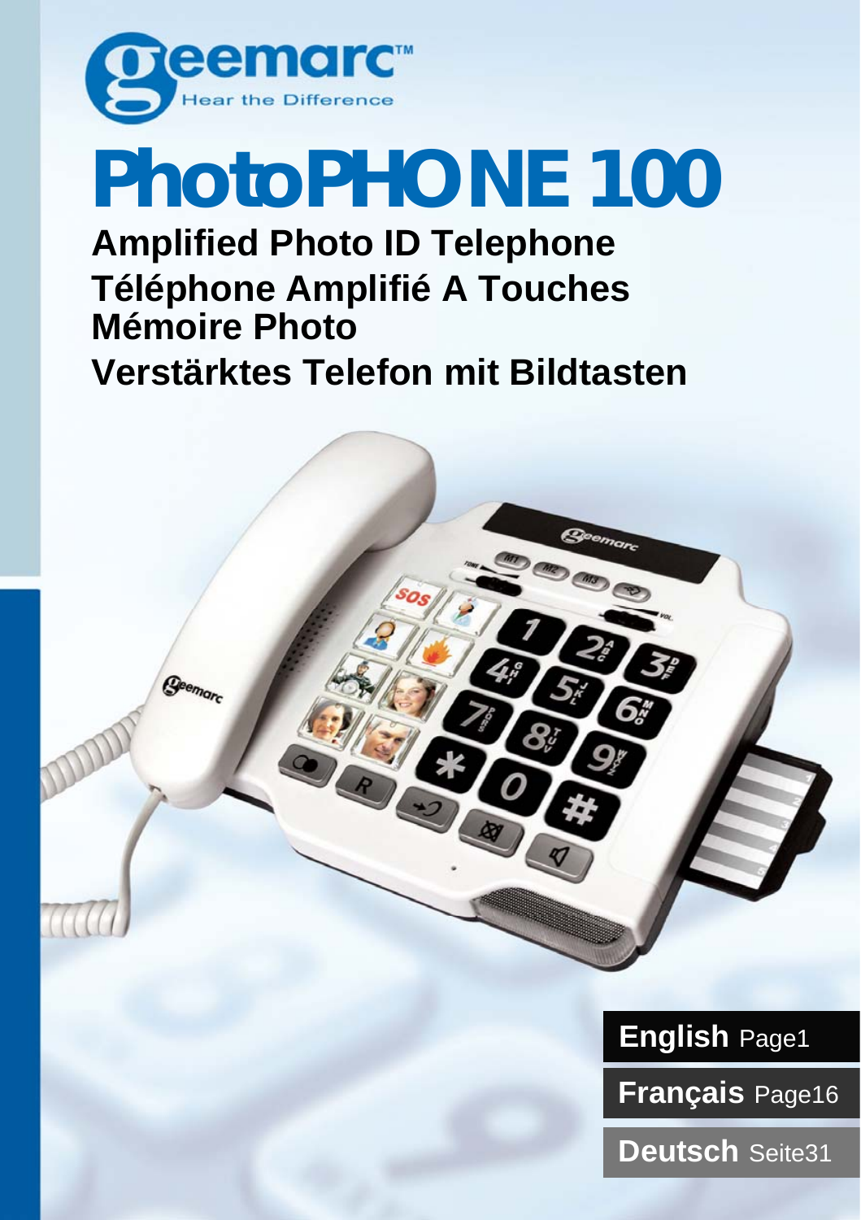geemarc™

Hear the Difference

# PhotoPHONE 100

## Amplified Photo ID Telephone

## Téléphone Amplifié A Touches Mémoire Photo

## Verstärktes Telefon mit Bildtasten

**English** Page1

**Français** Page16

**Deutsch** Seite31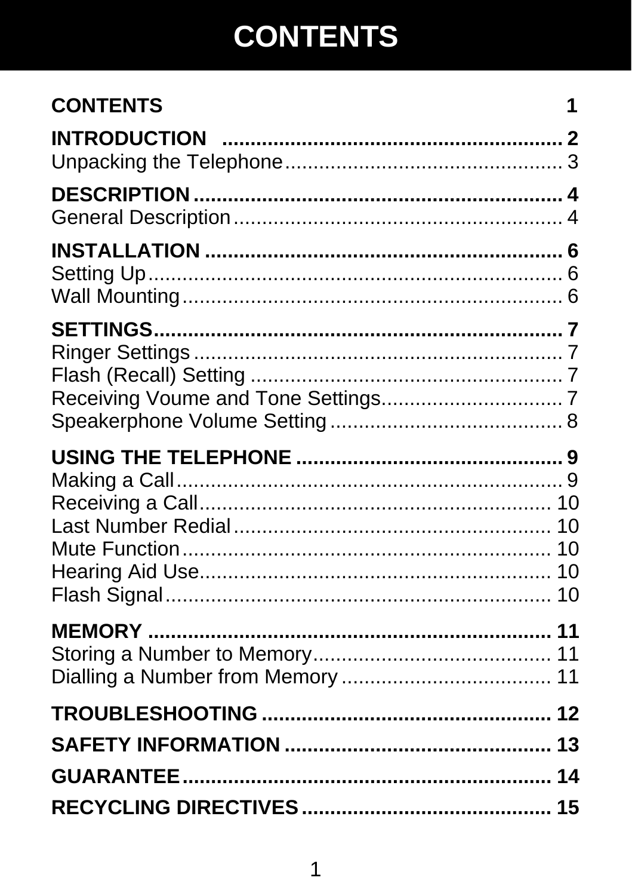# CONTENTS

**CONTENTS** 1

**INTRODUCTION** .............................................................. 2
Unpacking the Telephone................................................ 3

**DESCRIPTION**.................................................................. 4
General Description......................................................... 4

**INSTALLATION** ................................................................ 6
Setting Up........................................................................ 6
Wall Mounting.................................................................. 6

**SETTINGS**.......................................................................... 7
Ringer Settings................................................................. 7
Flash (Recall) Setting ...................................................... 7
Receiving Voume and Tone Settings................................ 7
Speakerphone Volume Setting......................................... 8

**USING THE TELEPHONE** ................................................ 9
Making a Call.................................................................... 9
Receiving a Call............................................................... 10
Last Number Redial......................................................... 10
Mute Function.................................................................. 10
Hearing Aid Use............................................................... 10
Flash Signal..................................................................... 10

**MEMORY** ......................................................................... 11
Storing a Number to Memory........................................... 11
Dialling a Number from Memory...................................... 11

**TROUBLESHOOTING** .................................................... 12

**SAFETY INFORMATION** ................................................ 13

**GUARANTEE**.................................................................. 14

**RECYCLING DIRECTIVES**............................................. 15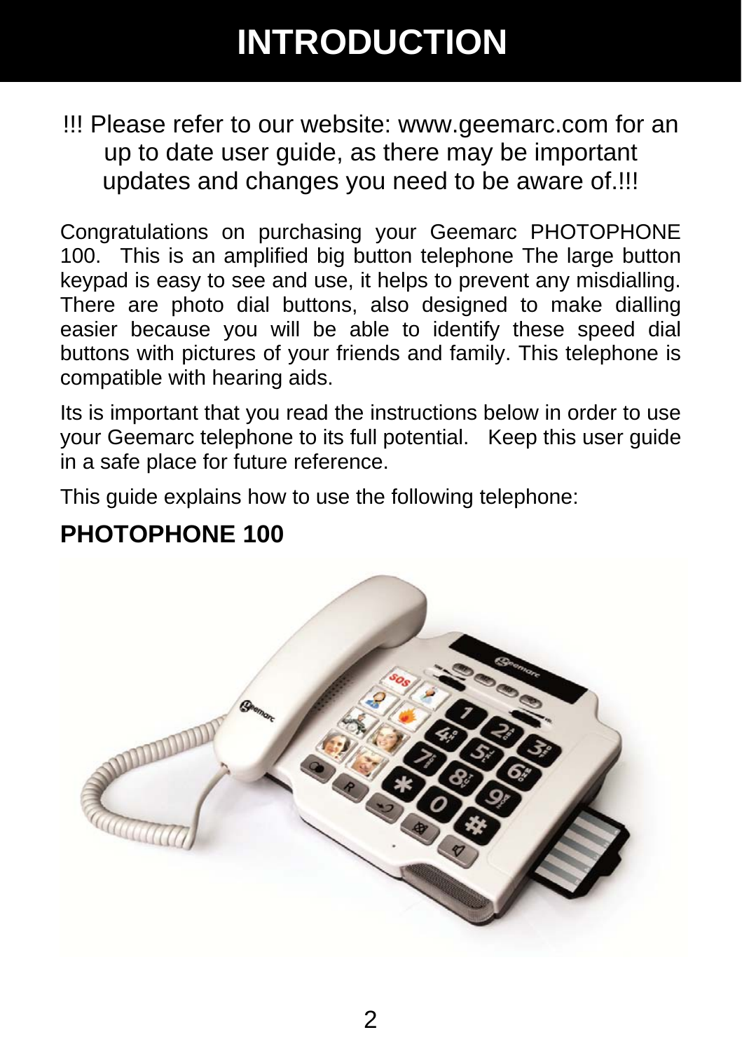# INTRODUCTION

!!! Please refer to our website: www.geemarc.com for an up to date user guide, as there may be important updates and changes you need to be aware of.!!!

Congratulations on purchasing your Geemarc PHOTOPHONE 100. This is an amplified big button telephone The large button keypad is easy to see and use, it helps to prevent any misdialling. There are photo dial buttons, also designed to make dialling easier because you will be able to identify these speed dial buttons with pictures of your friends and family. This telephone is compatible with hearing aids.

Its is important that you read the instructions below in order to use your Geemarc telephone to its full potential. Keep this user guide in a safe place for future reference.

This guide explains how to use the following telephone:

**PHOTOPHONE 100**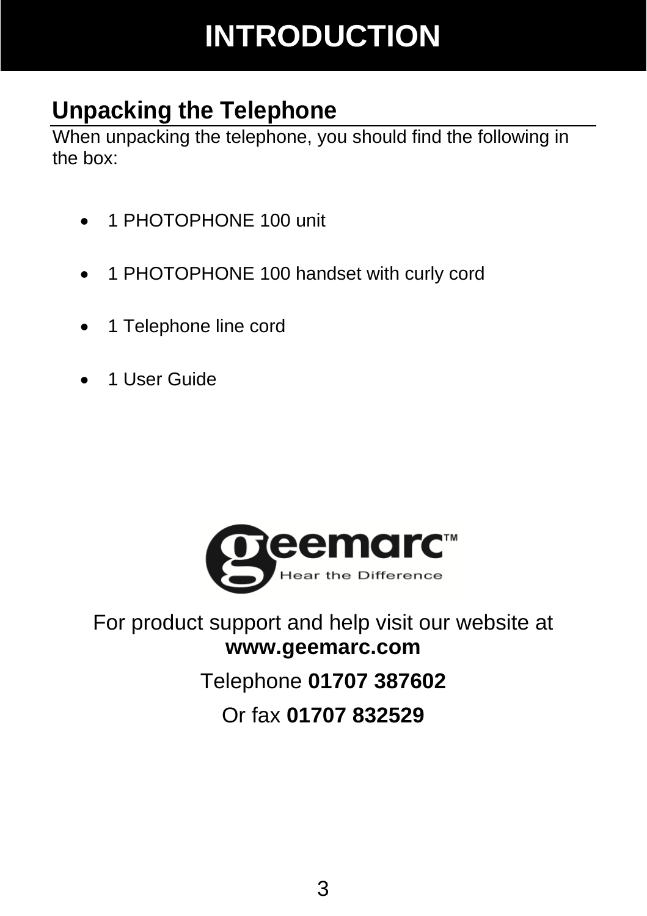# INTRODUCTION

## Unpacking the Telephone

When unpacking the telephone, you should find the following in the box:

- 1 PHOTOPHONE 100 unit
- 1 PHOTOPHONE 100 handset with curly cord
- 1 Telephone line cord
- 1 User Guide

For product support and help visit our website at **www.geemarc.com**

Telephone **01707 387602**

Or fax **01707 832529**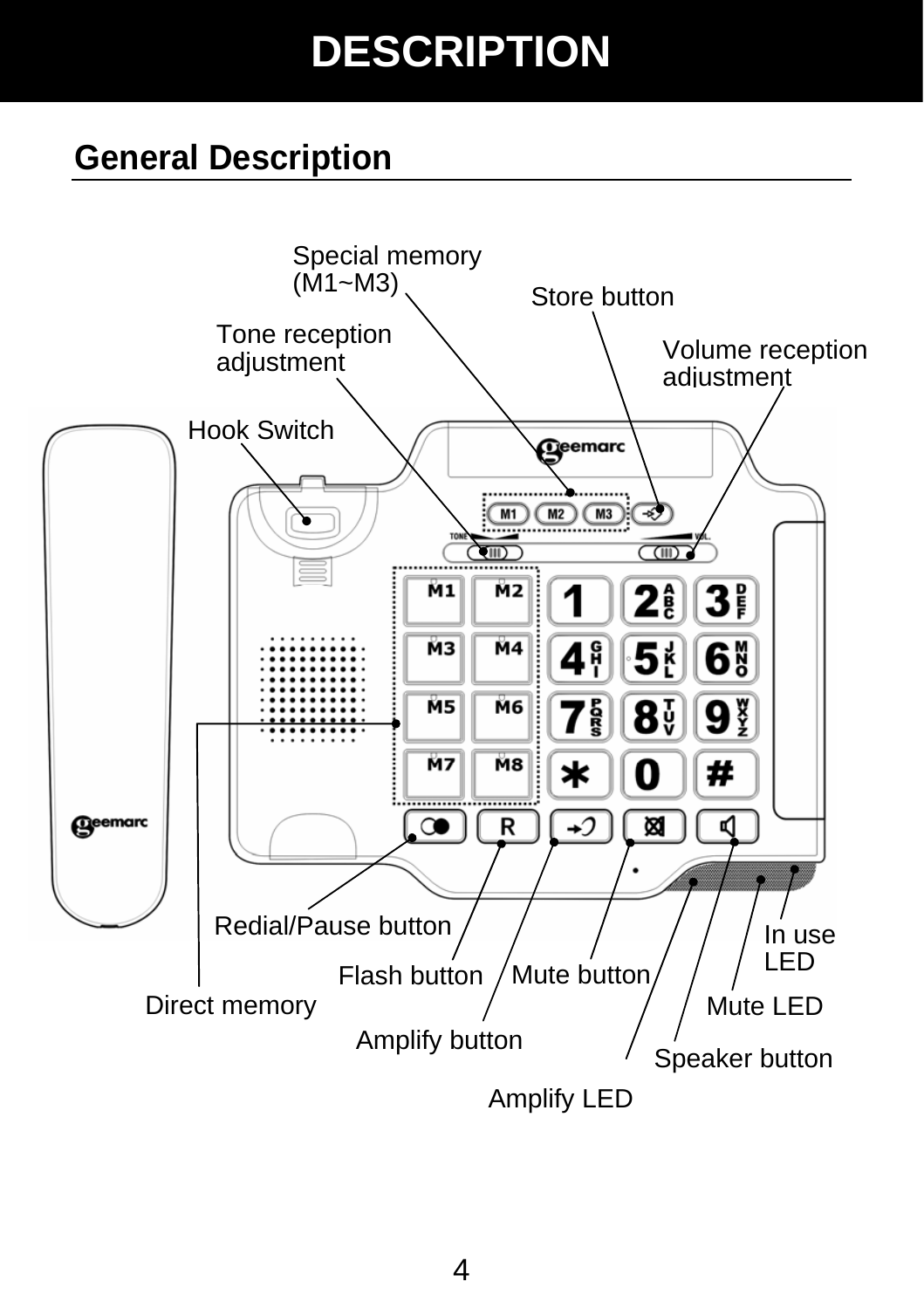# DESCRIPTION

## General Description

Special memory (M1~M3)

Store button

Tone reception adjustment

Volume reception adjustment

Hook Switch

Redial/Pause button

Flash button

Mute button

In use LED

Direct memory

Mute LED

Amplify button

Speaker button

Amplify LED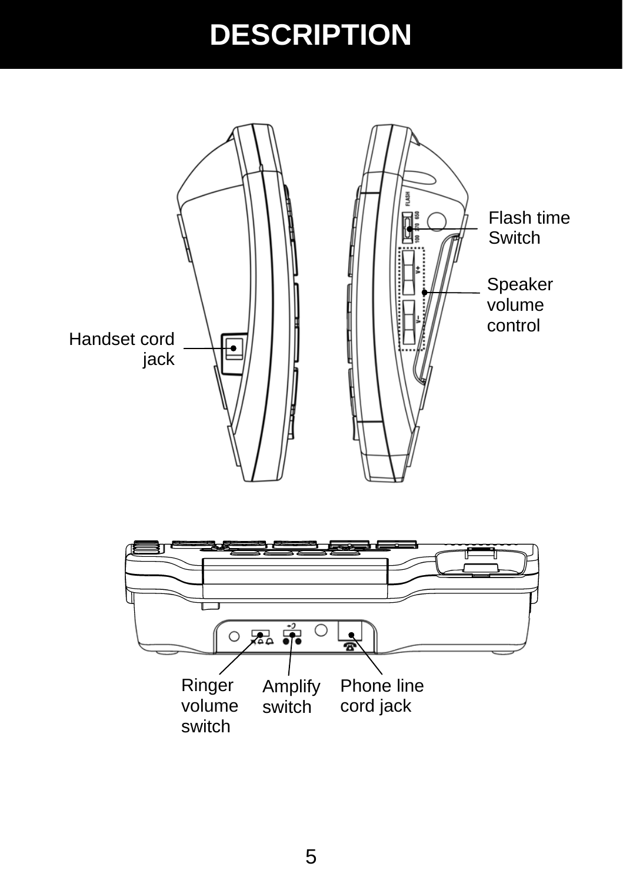# DESCRIPTION

Flash time Switch

Speaker volume control

Handset cord jack

Ringer volume switch

Amplify switch

Phone line cord jack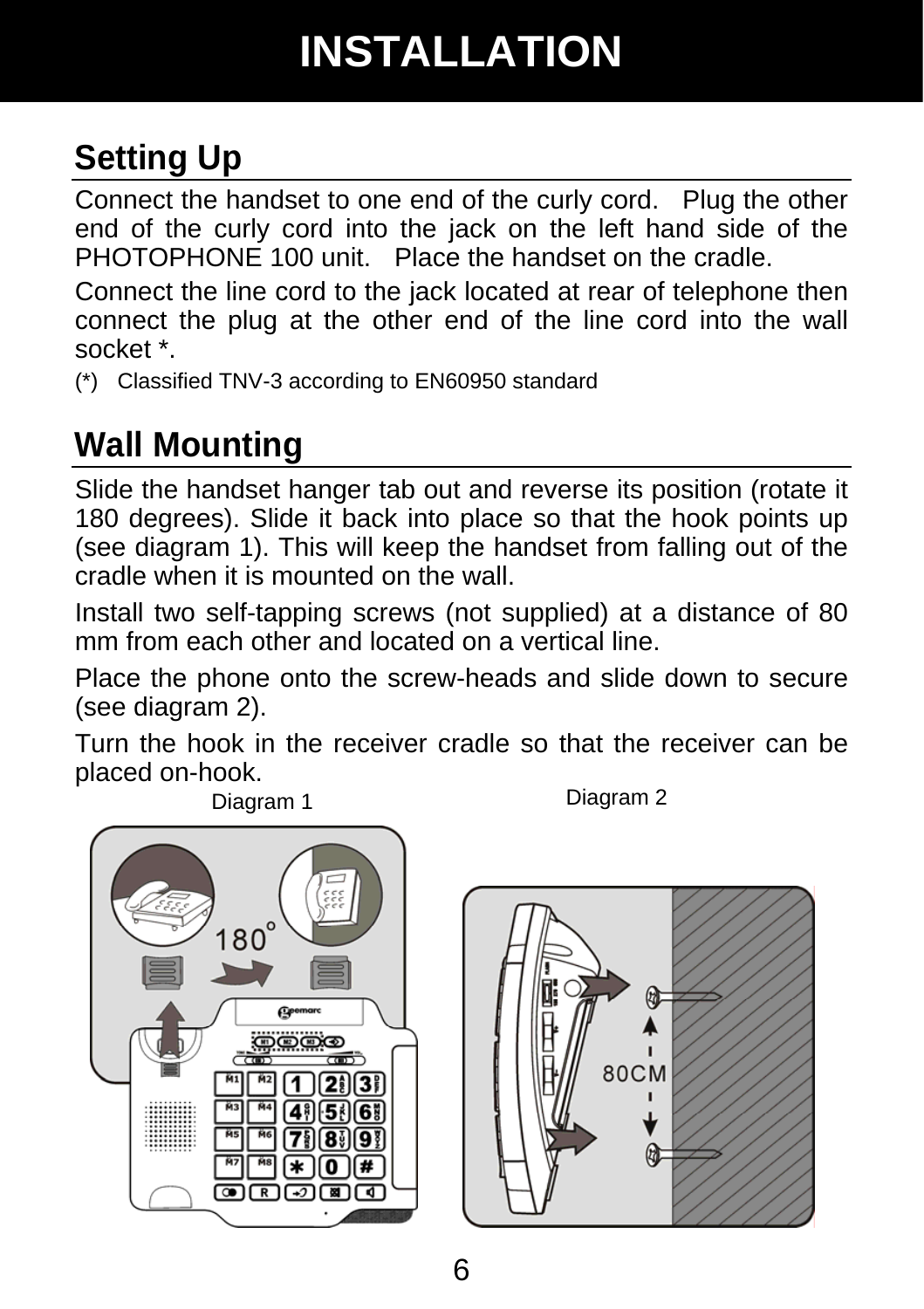# INSTALLATION

## Setting Up

Connect the handset to one end of the curly cord. Plug the other end of the curly cord into the jack on the left hand side of the PHOTOPHONE 100 unit. Place the handset on the cradle.

Connect the line cord to the jack located at rear of telephone then connect the plug at the other end of the line cord into the wall socket *.

(*) Classified TNV-3 according to EN60950 standard

## Wall Mounting

Slide the handset hanger tab out and reverse its position (rotate it 180 degrees). Slide it back into place so that the hook points up (see diagram 1). This will keep the handset from falling out of the cradle when it is mounted on the wall.

Install two self-tapping screws (not supplied) at a distance of 80 mm from each other and located on a vertical line.

Place the phone onto the screw-heads and slide down to secure (see diagram 2).

Turn the hook in the receiver cradle so that the receiver can be placed on-hook.

Diagram 1

Diagram 2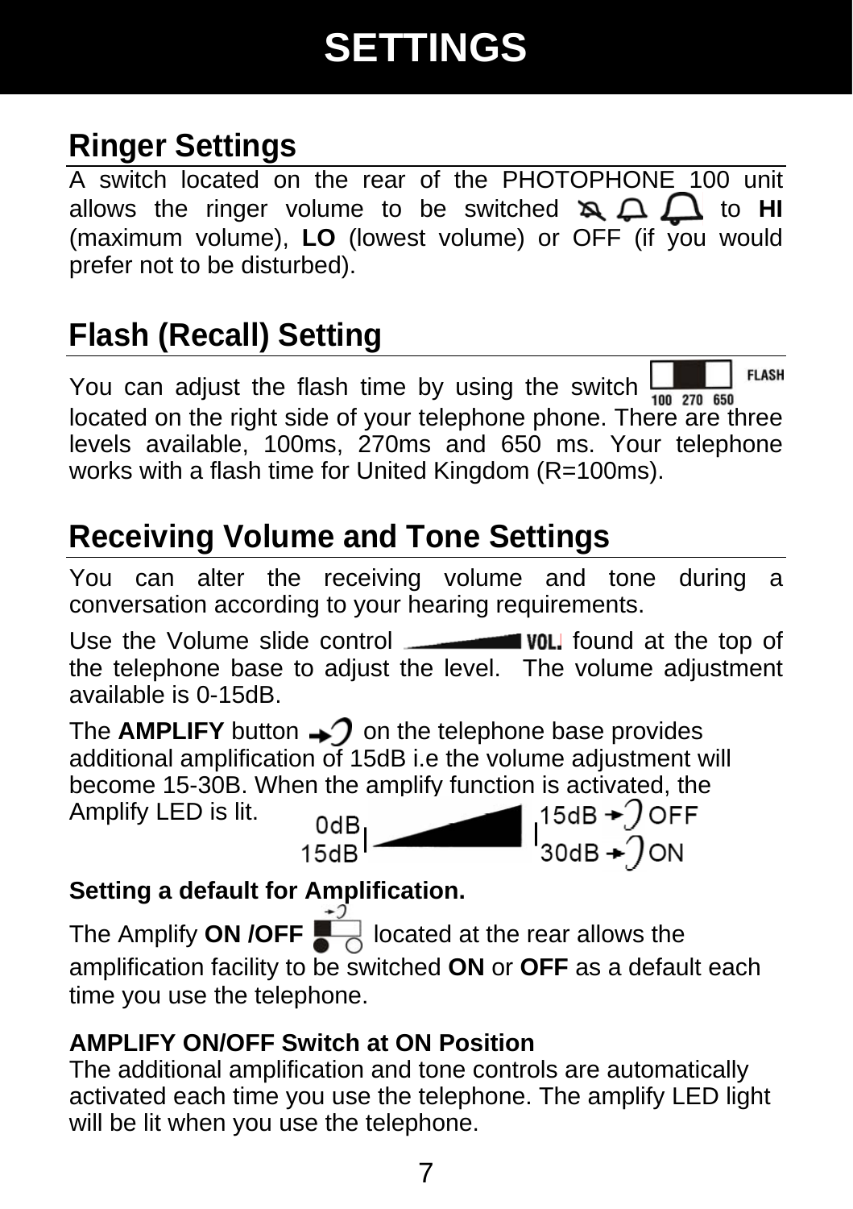# SETTINGS

## Ringer Settings

A switch located on the rear of the PHOTOPHONE 100 unit allows the ringer volume to be switched to **HI** (maximum volume), **LO** (lowest volume) or OFF (if you would prefer not to be disturbed).

## Flash (Recall) Setting

You can adjust the flash time by using the switch located on the right side of your telephone phone. There are three levels available, 100ms, 270ms and 650 ms. Your telephone works with a flash time for United Kingdom (R=100ms).

## Receiving Volume and Tone Settings

You can alter the receiving volume and tone during a conversation according to your hearing requirements.

Use the Volume slide control found at the top of the telephone base to adjust the level. The volume adjustment available is 0-15dB.

The **AMPLIFY** button on the telephone base provides additional amplification of 15dB i.e the volume adjustment will become 15-30B. When the amplify function is activated, the Amplify LED is lit.

0dB / 15dB — 15dB OFF / 30dB ON

**Setting a default for Amplification.**

The Amplify **ON /OFF** located at the rear allows the amplification facility to be switched **ON** or **OFF** as a default each time you use the telephone.

**AMPLIFY ON/OFF Switch at ON Position**
The additional amplification and tone controls are automatically activated each time you use the telephone. The amplify LED light will be lit when you use the telephone.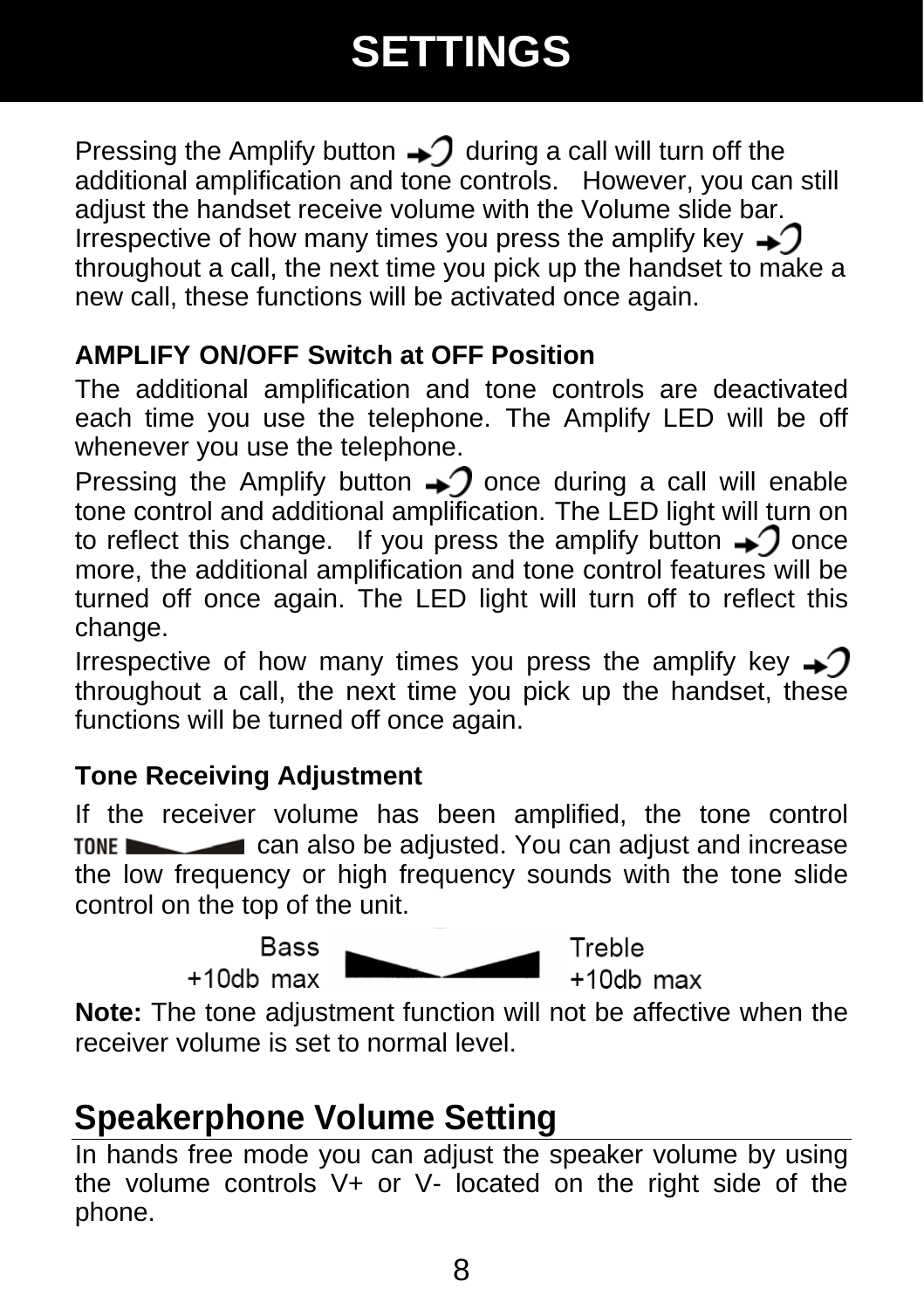# SETTINGS

Pressing the Amplify button during a call will turn off the additional amplification and tone controls. However, you can still adjust the handset receive volume with the Volume slide bar. Irrespective of how many times you press the amplify key throughout a call, the next time you pick up the handset to make a new call, these functions will be activated once again.

**AMPLIFY ON/OFF Switch at OFF Position**

The additional amplification and tone controls are deactivated each time you use the telephone. The Amplify LED will be off whenever you use the telephone.

Pressing the Amplify button once during a call will enable tone control and additional amplification. The LED light will turn on to reflect this change. If you press the amplify button once more, the additional amplification and tone control features will be turned off once again. The LED light will turn off to reflect this change.

Irrespective of how many times you press the amplify key throughout a call, the next time you pick up the handset, these functions will be turned off once again.

**Tone Receiving Adjustment**

If the receiver volume has been amplified, the tone control TONE can also be adjusted. You can adjust and increase the low frequency or high frequency sounds with the tone slide control on the top of the unit.

Bass +10db max — Treble +10db max

**Note:** The tone adjustment function will not be affective when the receiver volume is set to normal level.

## Speakerphone Volume Setting

In hands free mode you can adjust the speaker volume by using the volume controls V+ or V- located on the right side of the phone.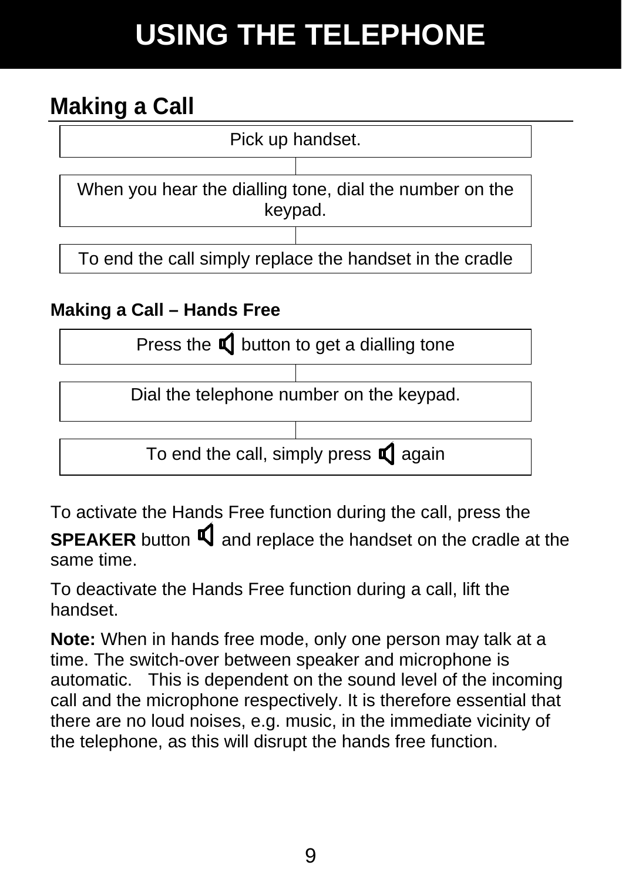# USING THE TELEPHONE

## Making a Call

Pick up handset.

When you hear the dialling tone, dial the number on the keypad.

To end the call simply replace the handset in the cradle

### Making a Call – Hands Free

Press the 🔈 button to get a dialling tone

Dial the telephone number on the keypad.

To end the call, simply press 🔈 again

To activate the Hands Free function during the call, press the **SPEAKER** button 🔈 and replace the handset on the cradle at the same time.

To deactivate the Hands Free function during a call, lift the handset.

**Note:** When in hands free mode, only one person may talk at a time. The switch-over between speaker and microphone is automatic. This is dependent on the sound level of the incoming call and the microphone respectively. It is therefore essential that there are no loud noises, e.g. music, in the immediate vicinity of the telephone, as this will disrupt the hands free function.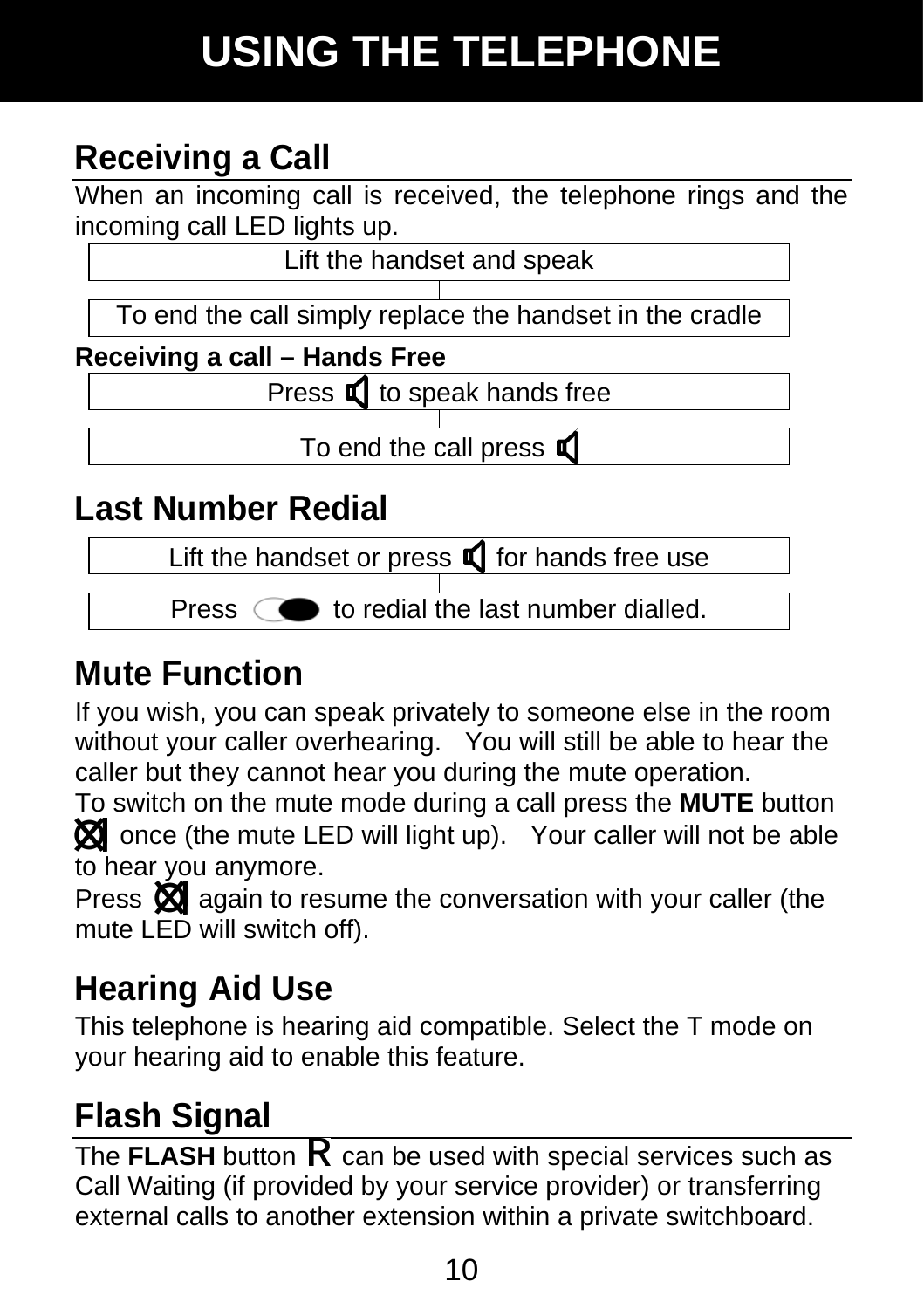# USING THE TELEPHONE

## Receiving a Call

When an incoming call is received, the telephone rings and the incoming call LED lights up.

Lift the handset and speak

To end the call simply replace the handset in the cradle

**Receiving a call – Hands Free**

Press to speak hands free

To end the call press

## Last Number Redial

Lift the handset or press for hands free use

Press to redial the last number dialled.

## Mute Function

If you wish, you can speak privately to someone else in the room without your caller overhearing. You will still be able to hear the caller but they cannot hear you during the mute operation.

To switch on the mute mode during a call press the **MUTE** button once (the mute LED will light up). Your caller will not be able to hear you anymore.

Press again to resume the conversation with your caller (the mute LED will switch off).

## Hearing Aid Use

This telephone is hearing aid compatible. Select the T mode on your hearing aid to enable this feature.

## Flash Signal

The **FLASH** button R can be used with special services such as Call Waiting (if provided by your service provider) or transferring external calls to another extension within a private switchboard.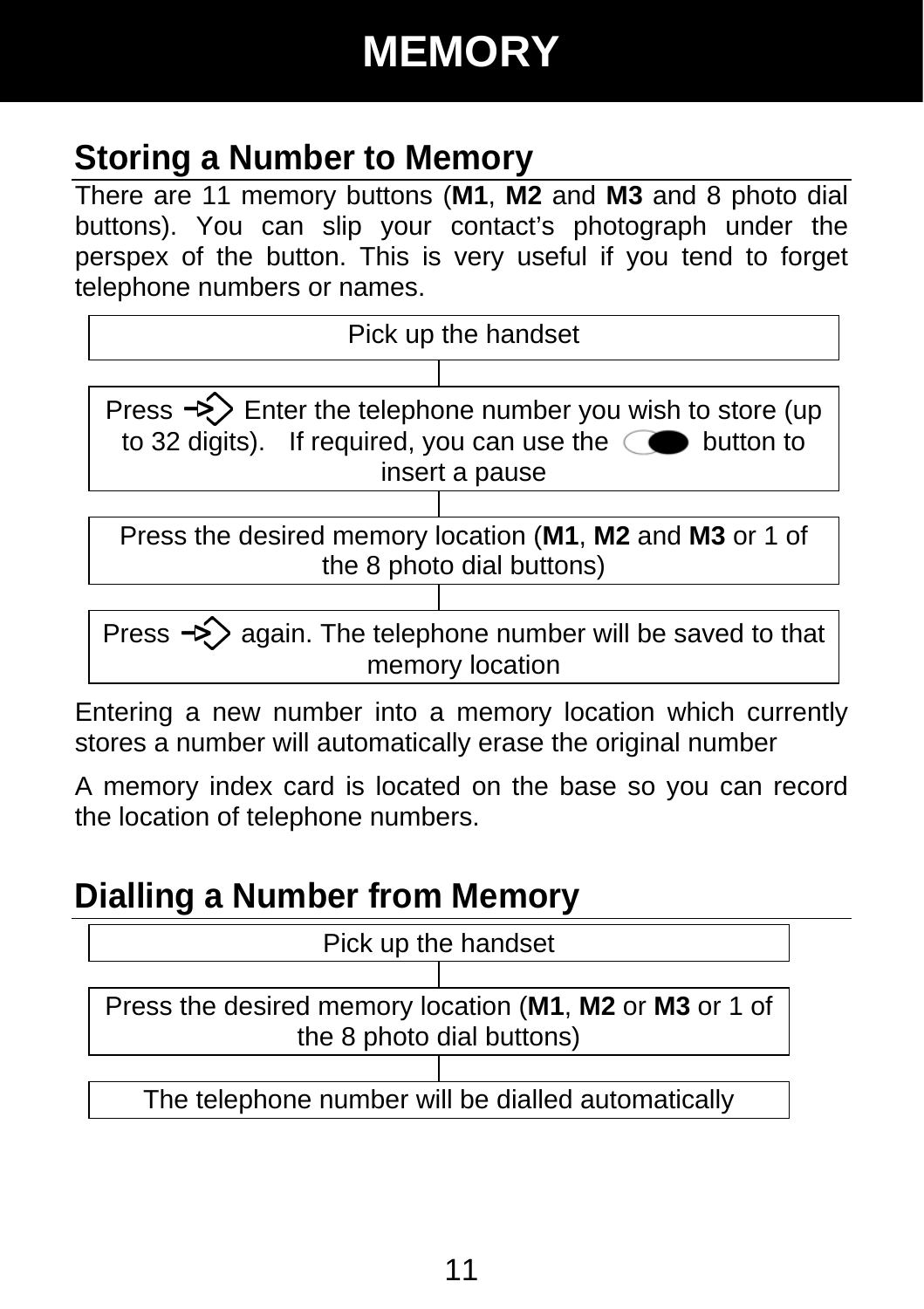# MEMORY

## Storing a Number to Memory

There are 11 memory buttons (**M1**, **M2** and **M3** and 8 photo dial buttons). You can slip your contact's photograph under the perspex of the button. This is very useful if you tend to forget telephone numbers or names.

Pick up the handset

Press ⇒ Enter the telephone number you wish to store (up to 32 digits). If required, you can use the button to insert a pause

Press the desired memory location (**M1**, **M2** and **M3** or 1 of the 8 photo dial buttons)

Press ⇒ again. The telephone number will be saved to that memory location

Entering a new number into a memory location which currently stores a number will automatically erase the original number

A memory index card is located on the base so you can record the location of telephone numbers.

## Dialling a Number from Memory

Pick up the handset

Press the desired memory location (**M1**, **M2** or **M3** or 1 of the 8 photo dial buttons)

The telephone number will be dialled automatically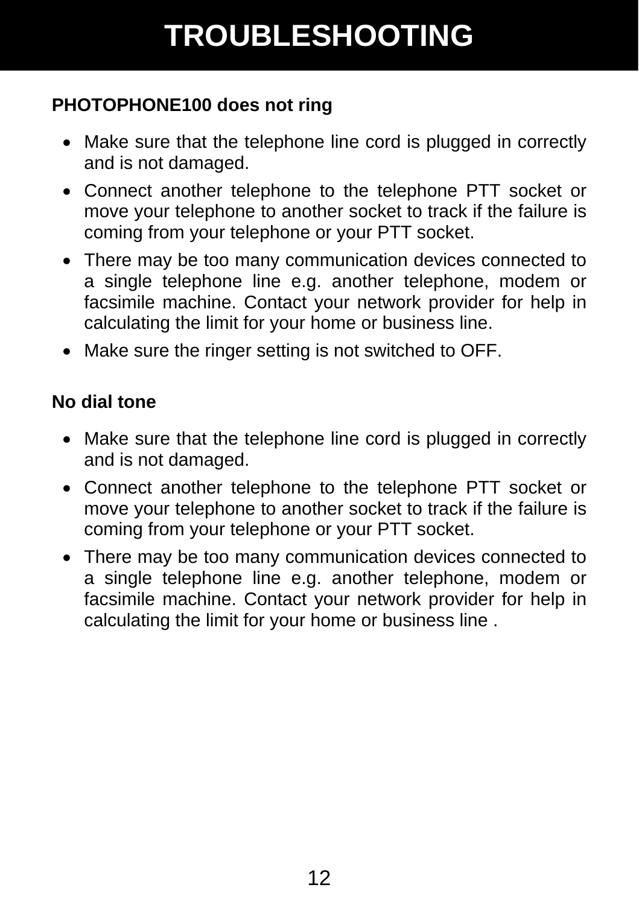# TROUBLESHOOTING

### PHOTOPHONE100 does not ring

- Make sure that the telephone line cord is plugged in correctly and is not damaged.
- Connect another telephone to the telephone PTT socket or move your telephone to another socket to track if the failure is coming from your telephone or your PTT socket.
- There may be too many communication devices connected to a single telephone line e.g. another telephone, modem or facsimile machine. Contact your network provider for help in calculating the limit for your home or business line.
- Make sure the ringer setting is not switched to OFF.

### No dial tone

- Make sure that the telephone line cord is plugged in correctly and is not damaged.
- Connect another telephone to the telephone PTT socket or move your telephone to another socket to track if the failure is coming from your telephone or your PTT socket.
- There may be too many communication devices connected to a single telephone line e.g. another telephone, modem or facsimile machine. Contact your network provider for help in calculating the limit for your home or business line .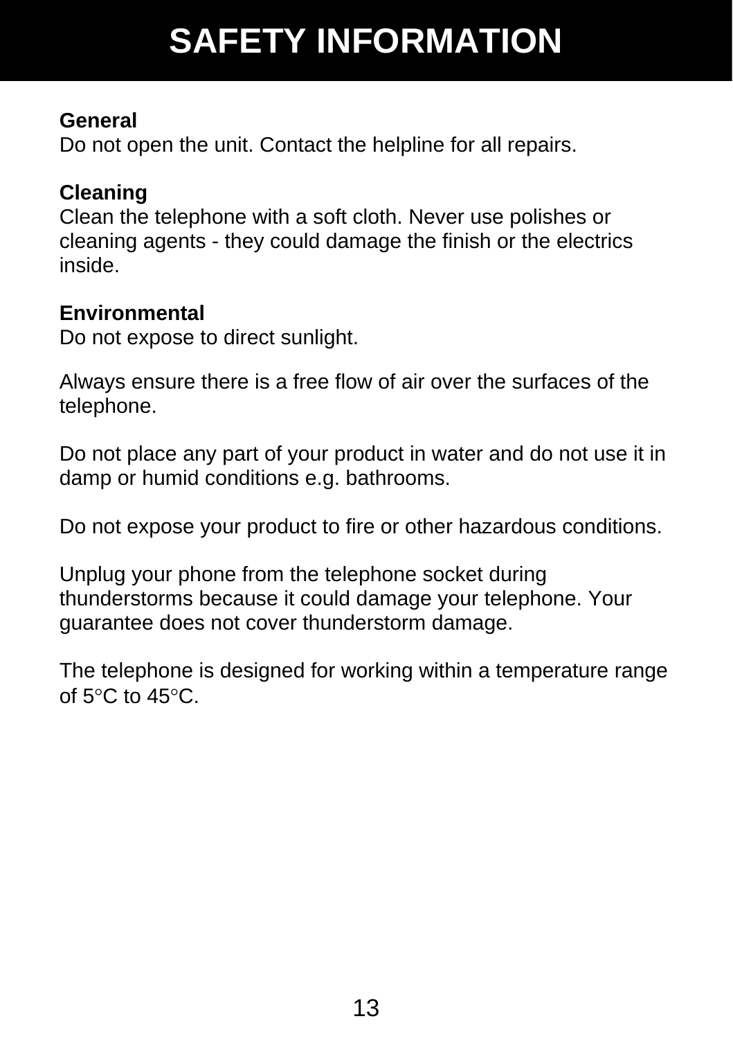# SAFETY INFORMATION

**General**
Do not open the unit. Contact the helpline for all repairs.

**Cleaning**
Clean the telephone with a soft cloth. Never use polishes or cleaning agents - they could damage the finish or the electrics inside.

**Environmental**
Do not expose to direct sunlight.

Always ensure there is a free flow of air over the surfaces of the telephone.

Do not place any part of your product in water and do not use it in damp or humid conditions e.g. bathrooms.

Do not expose your product to fire or other hazardous conditions.

Unplug your phone from the telephone socket during thunderstorms because it could damage your telephone. Your guarantee does not cover thunderstorm damage.

The telephone is designed for working within a temperature range of 5°C to 45°C.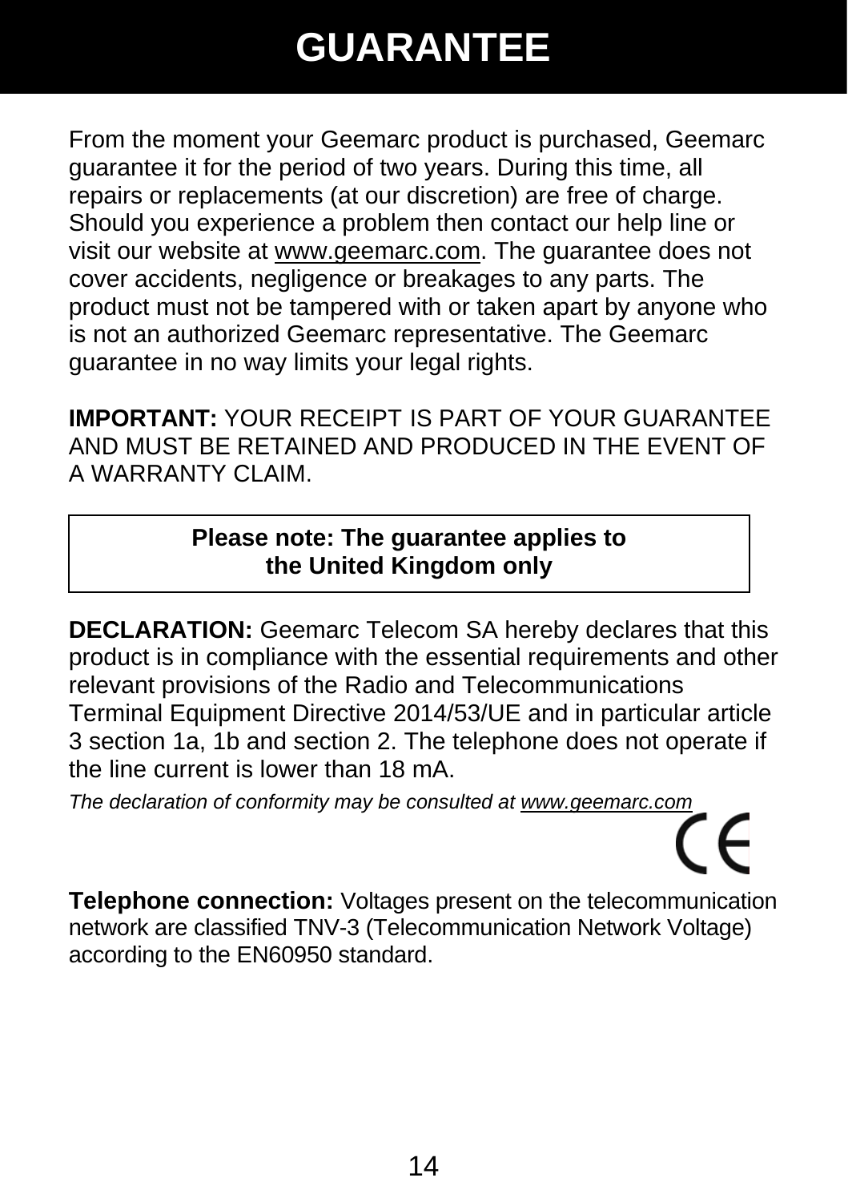# GUARANTEE

From the moment your Geemarc product is purchased, Geemarc guarantee it for the period of two years. During this time, all repairs or replacements (at our discretion) are free of charge. Should you experience a problem then contact our help line or visit our website at www.geemarc.com. The guarantee does not cover accidents, negligence or breakages to any parts. The product must not be tampered with or taken apart by anyone who is not an authorized Geemarc representative. The Geemarc guarantee in no way limits your legal rights.

**IMPORTANT:** YOUR RECEIPT IS PART OF YOUR GUARANTEE AND MUST BE RETAINED AND PRODUCED IN THE EVENT OF A WARRANTY CLAIM.

**Please note: The guarantee applies to the United Kingdom only**

**DECLARATION:** Geemarc Telecom SA hereby declares that this product is in compliance with the essential requirements and other relevant provisions of the Radio and Telecommunications Terminal Equipment Directive 2014/53/UE and in particular article 3 section 1a, 1b and section 2. The telephone does not operate if the line current is lower than 18 mA.

*The declaration of conformity may be consulted at www.geemarc.com*

CE

**Telephone connection:** Voltages present on the telecommunication network are classified TNV-3 (Telecommunication Network Voltage) according to the EN60950 standard.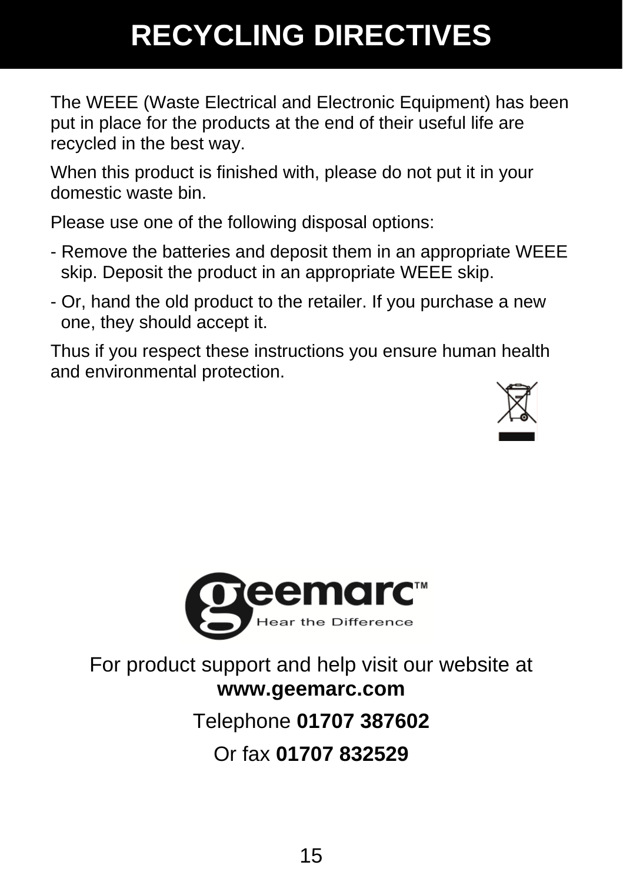# RECYCLING DIRECTIVES

The WEEE (Waste Electrical and Electronic Equipment) has been put in place for the products at the end of their useful life are recycled in the best way.

When this product is finished with, please do not put it in your domestic waste bin.

Please use one of the following disposal options:

- Remove the batteries and deposit them in an appropriate WEEE skip. Deposit the product in an appropriate WEEE skip.
- Or, hand the old product to the retailer. If you purchase a new one, they should accept it.

Thus if you respect these instructions you ensure human health and environmental protection.

geemarc™ Hear the Difference

For product support and help visit our website at **www.geemarc.com**

Telephone **01707 387602**

Or fax **01707 832529**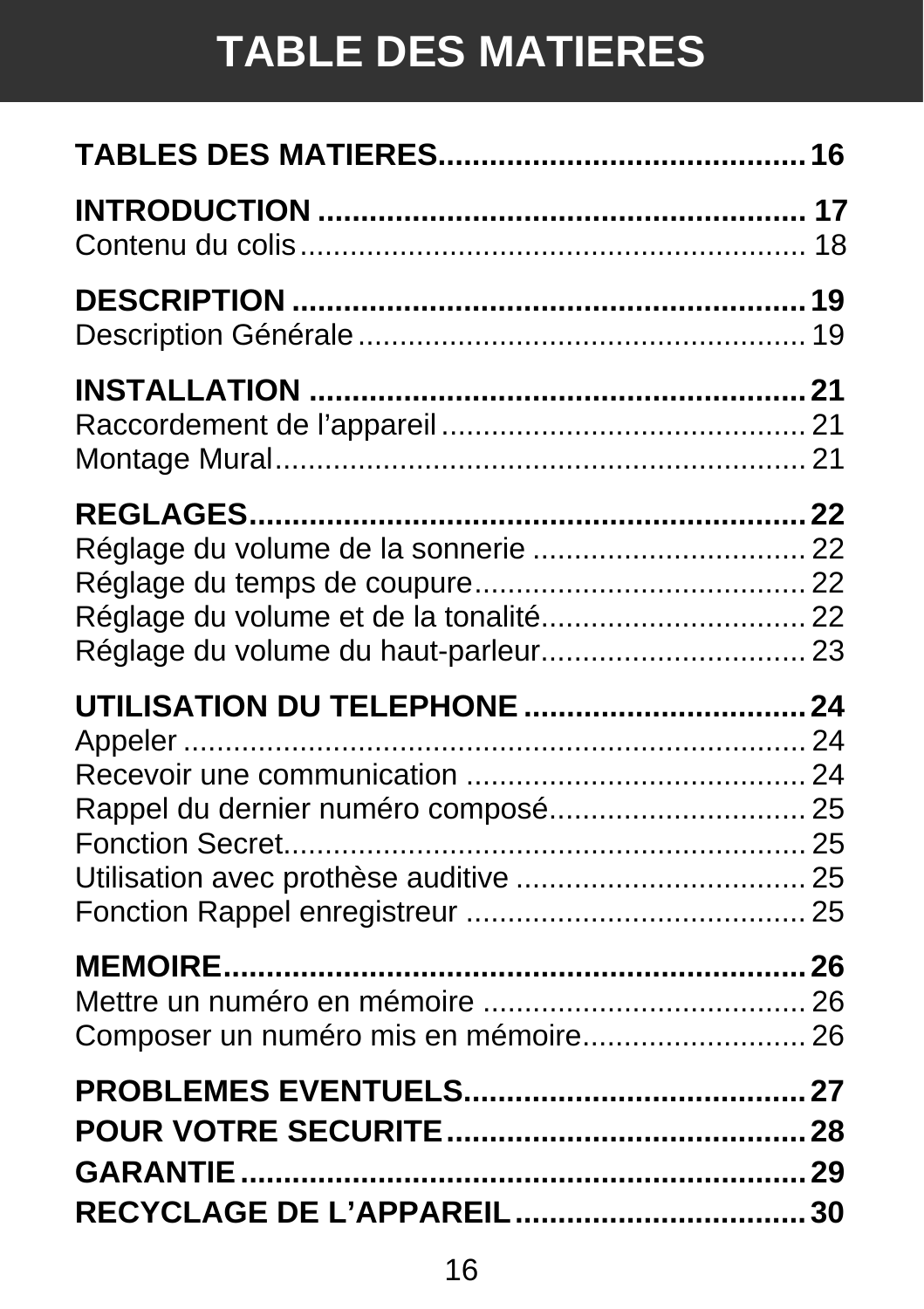# TABLE DES MATIERES

**TABLES DES MATIERES** .......................................... **16**

**INTRODUCTION** .......................................... **17**
Contenu du colis .......................................... 18

**DESCRIPTION** .......................................... **19**
Description Générale .......................................... 19

**INSTALLATION** .......................................... **21**
Raccordement de l'appareil .......................................... 21
Montage Mural .......................................... 21

**REGLAGES** .......................................... **22**
Réglage du volume de la sonnerie .......................................... 22
Réglage du temps de coupure .......................................... 22
Réglage du volume et de la tonalité .......................................... 22
Réglage du volume du haut-parleur .......................................... 23

**UTILISATION DU TELEPHONE** .......................................... **24**
Appeler .......................................... 24
Recevoir une communication .......................................... 24
Rappel du dernier numéro composé .......................................... 25
Fonction Secret .......................................... 25
Utilisation avec prothèse auditive .......................................... 25
Fonction Rappel enregistreur .......................................... 25

**MEMOIRE** .......................................... **26**
Mettre un numéro en mémoire .......................................... 26
Composer un numéro mis en mémoire .......................................... 26

**PROBLEMES EVENTUELS** .......................................... **27**

**POUR VOTRE SECURITE** .......................................... **28**

**GARANTIE** .......................................... **29**

**RECYCLAGE DE L'APPAREIL** .......................................... **30**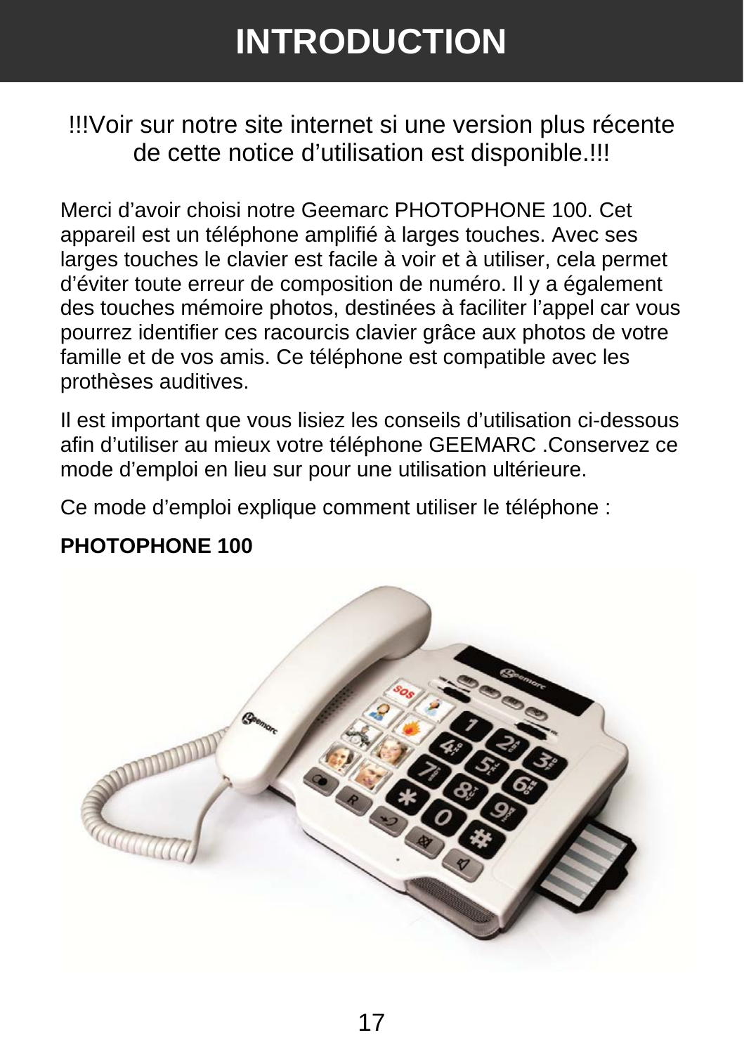# INTRODUCTION

!!!Voir sur notre site internet si une version plus récente de cette notice d'utilisation est disponible.!!!

Merci d'avoir choisi notre Geemarc PHOTOPHONE 100. Cet appareil est un téléphone amplifié à larges touches. Avec ses larges touches le clavier est facile à voir et à utiliser, cela permet d'éviter toute erreur de composition de numéro. Il y a également des touches mémoire photos, destinées à faciliter l'appel car vous pourrez identifier ces racourcis clavier grâce aux photos de votre famille et de vos amis. Ce téléphone est compatible avec les prothèses auditives.

Il est important que vous lisiez les conseils d'utilisation ci-dessous afin d'utiliser au mieux votre téléphone GEEMARC .Conservez ce mode d'emploi en lieu sur pour une utilisation ultérieure.

Ce mode d'emploi explique comment utiliser le téléphone :

**PHOTOPHONE 100**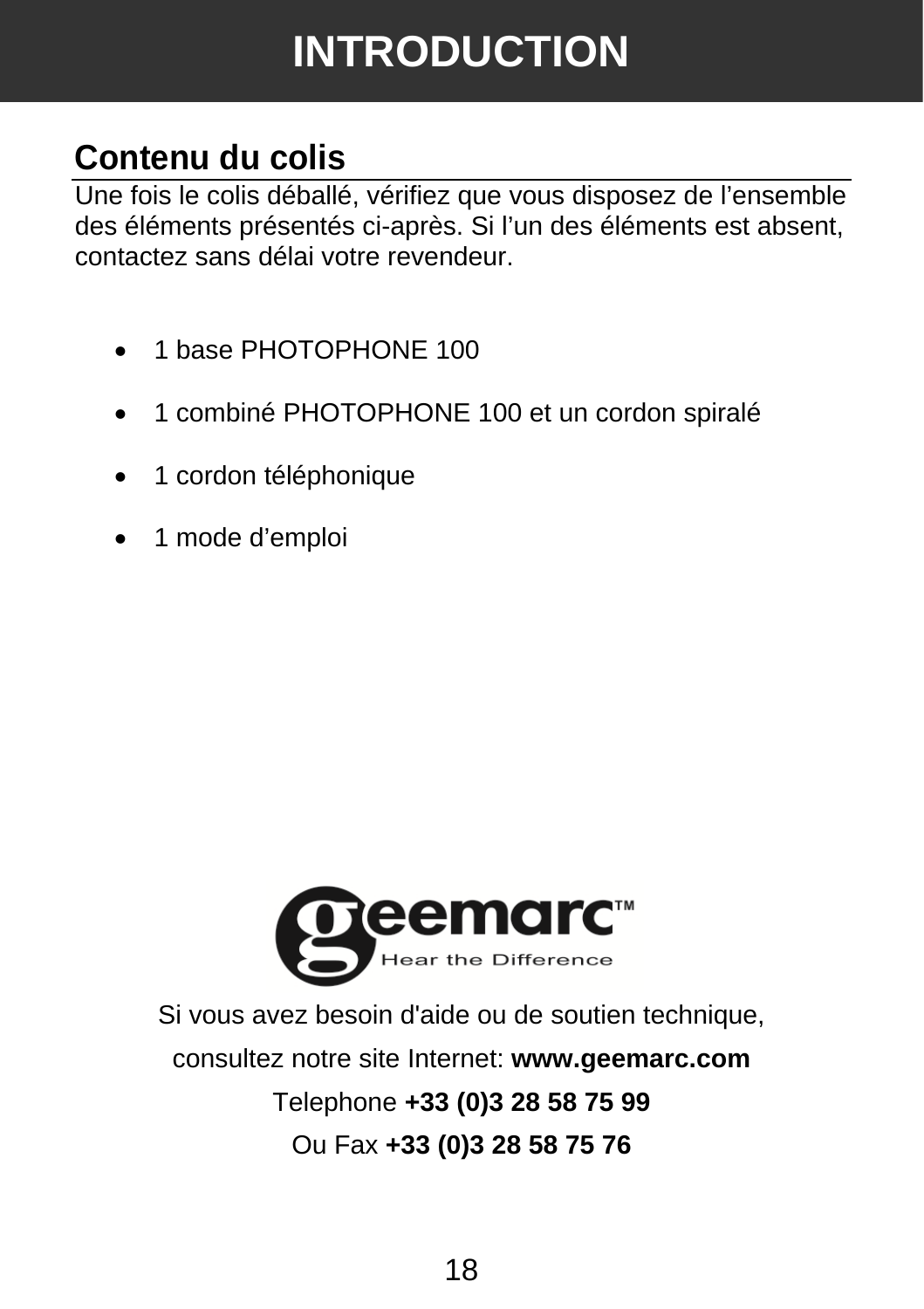# INTRODUCTION

## Contenu du colis

Une fois le colis déballé, vérifiez que vous disposez de l'ensemble des éléments présentés ci-après. Si l'un des éléments est absent, contactez sans délai votre revendeur.

- 1 base PHOTOPHONE 100
- 1 combiné PHOTOPHONE 100 et un cordon spiralé
- 1 cordon téléphonique
- 1 mode d'emploi

geemarc™ Hear the Difference

Si vous avez besoin d'aide ou de soutien technique,

consultez notre site Internet: **www.geemarc.com**

Telephone **+33 (0)3 28 58 75 99**

Ou Fax **+33 (0)3 28 58 75 76**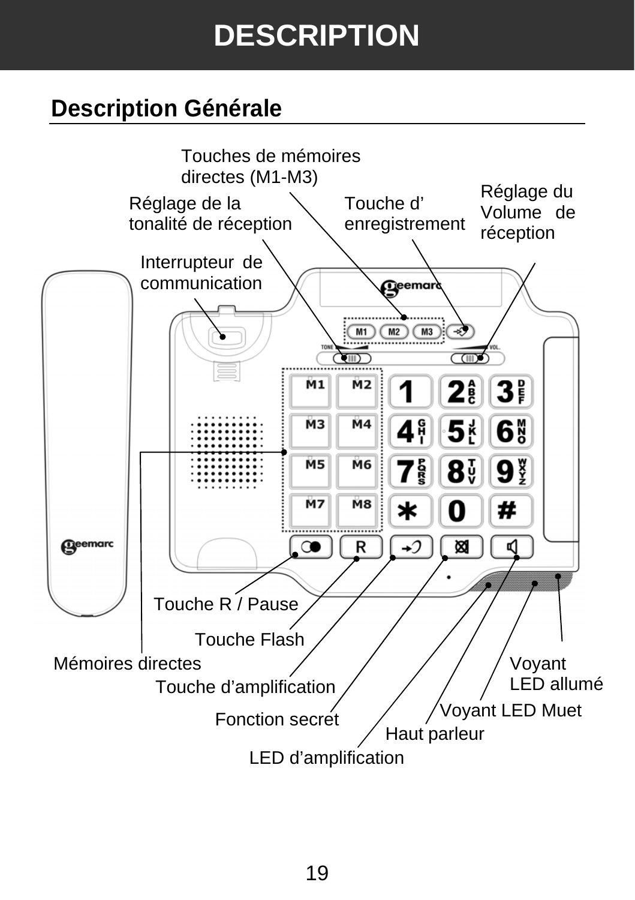# DESCRIPTION

## Description Générale

Touches de mémoires directes (M1-M3)

Réglage de la tonalité de réception

Touche d' enregistrement

Réglage du Volume de réception

Interrupteur de communication

Touche R / Pause

Touche Flash

Mémoires directes

Touche d'amplification

Fonction secret

LED d'amplification

Haut parleur

Voyant LED Muet

Voyant LED allumé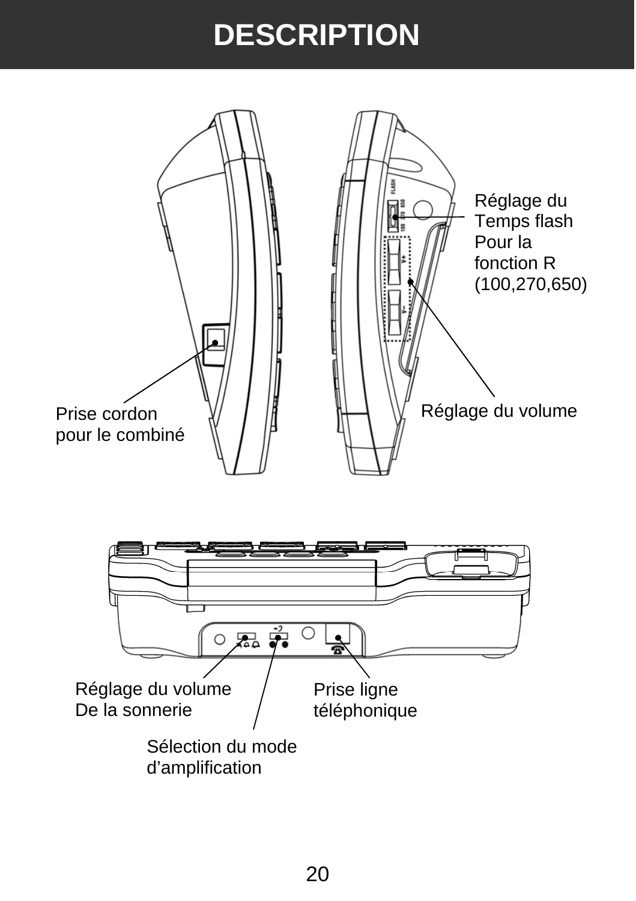# DESCRIPTION

Réglage du Temps flash Pour la fonction R (100,270,650)

Prise cordon pour le combiné

Réglage du volume

Réglage du volume De la sonnerie

Prise ligne téléphonique

Sélection du mode d'amplification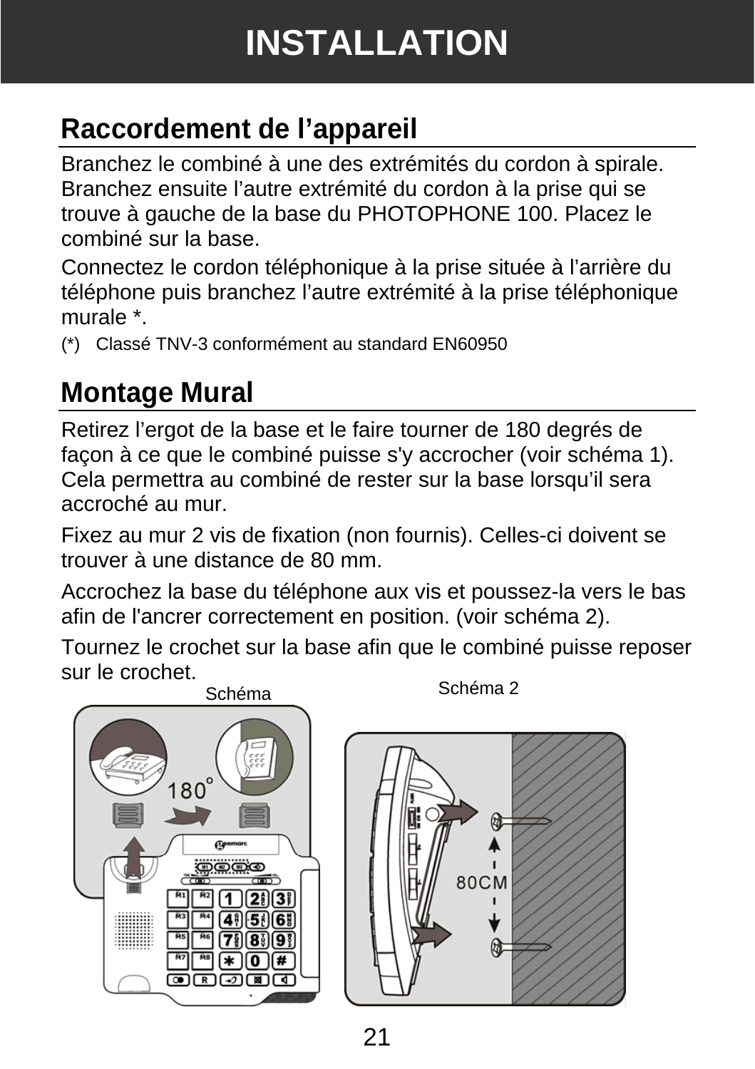# INSTALLATION

## Raccordement de l’appareil

Branchez le combiné à une des extrémités du cordon à spirale. Branchez ensuite l’autre extrémité du cordon à la prise qui se trouve à gauche de la base du PHOTOPHONE 100. Placez le combiné sur la base.

Connectez le cordon téléphonique à la prise située à l’arrière du téléphone puis branchez l’autre extrémité à la prise téléphonique murale *.

(*) Classé TNV-3 conformément au standard EN60950

## Montage Mural

Retirez l’ergot de la base et le faire tourner de 180 degrés de façon à ce que le combiné puisse s'y accrocher (voir schéma 1). Cela permettra au combiné de rester sur la base lorsqu’il sera accroché au mur.

Fixez au mur 2 vis de fixation (non fournis). Celles-ci doivent se trouver à une distance de 80 mm.

Accrochez la base du téléphone aux vis et poussez-la vers le bas afin de l'ancrer correctement en position. (voir schéma 2).

Tournez le crochet sur la base afin que le combiné puisse reposer sur le crochet.

Schéma

Schéma 2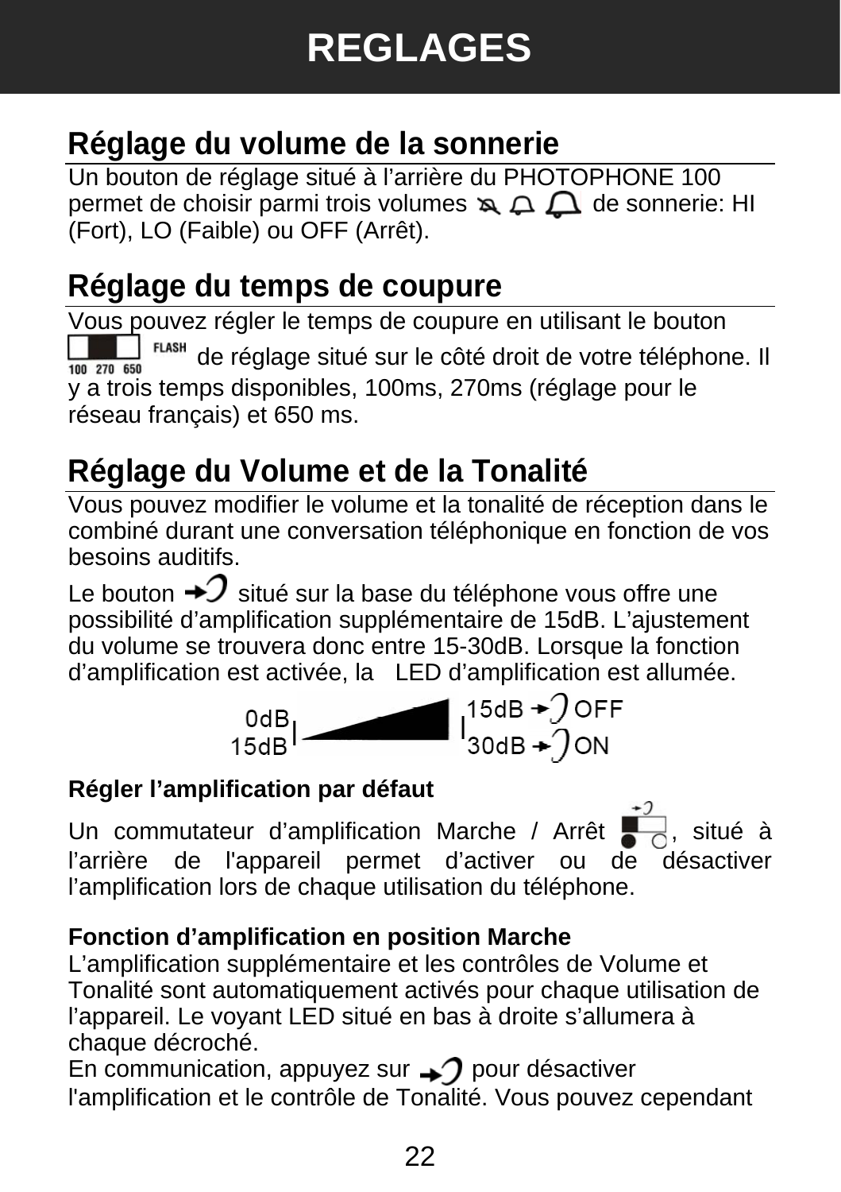# REGLAGES

## Réglage du volume de la sonnerie

Un bouton de réglage situé à l'arrière du PHOTOPHONE 100 permet de choisir parmi trois volumes de sonnerie: HI (Fort), LO (Faible) ou OFF (Arrêt).

## Réglage du temps de coupure

Vous pouvez régler le temps de coupure en utilisant le bouton FLASH de réglage situé sur le côté droit de votre téléphone. Il y a trois temps disponibles, 100ms, 270ms (réglage pour le réseau français) et 650 ms.

## Réglage du Volume et de la Tonalité

Vous pouvez modifier le volume et la tonalité de réception dans le combiné durant une conversation téléphonique en fonction de vos besoins auditifs.

Le bouton situé sur la base du téléphone vous offre une possibilité d'amplification supplémentaire de 15dB. L'ajustement du volume se trouvera donc entre 15-30dB. Lorsque la fonction d'amplification est activée, la LED d'amplification est allumée.

0dB – 15dB OFF
15dB – 30dB ON

**Régler l'amplification par défaut**

Un commutateur d'amplification Marche / Arrêt , situé à l'arrière de l'appareil permet d'activer ou de désactiver l'amplification lors de chaque utilisation du téléphone.

**Fonction d'amplification en position Marche**

L'amplification supplémentaire et les contrôles de Volume et Tonalité sont automatiquement activés pour chaque utilisation de l'appareil. Le voyant LED situé en bas à droite s'allumera à chaque décroché.

En communication, appuyez sur pour désactiver l'amplification et le contrôle de Tonalité. Vous pouvez cependant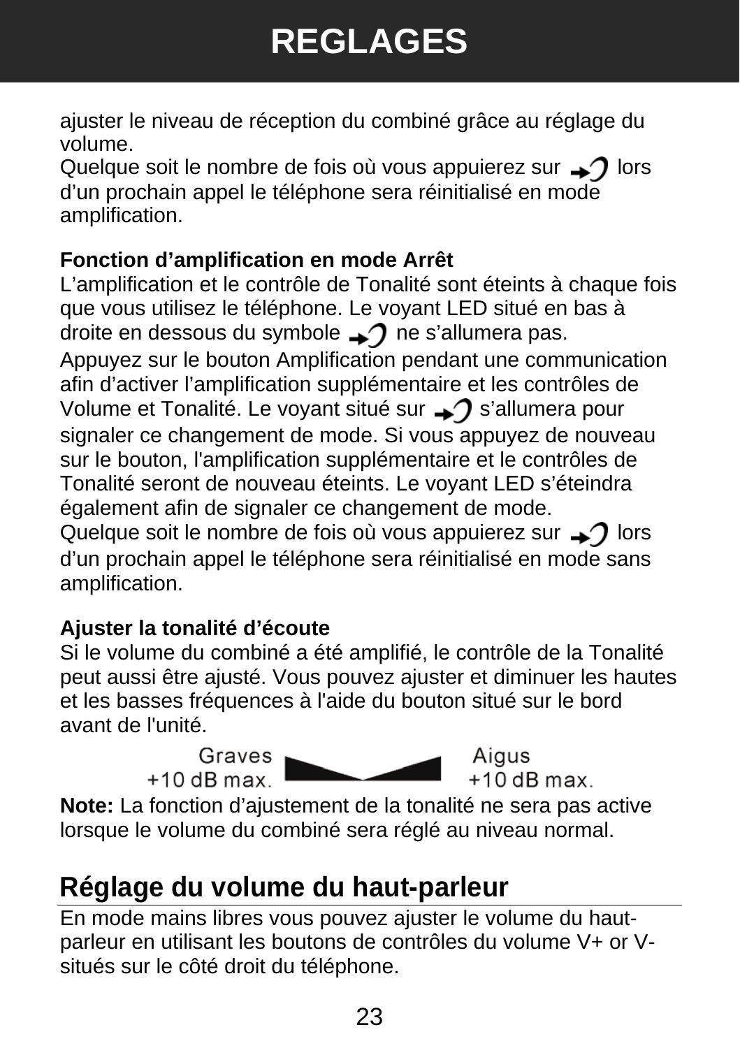# REGLAGES

ajuster le niveau de réception du combiné grâce au réglage du volume.
Quelque soit le nombre de fois où vous appuierez sur lors d'un prochain appel le téléphone sera réinitialisé en mode amplification.

**Fonction d'amplification en mode Arrêt**
L'amplification et le contrôle de Tonalité sont éteints à chaque fois que vous utilisez le téléphone. Le voyant LED situé en bas à droite en dessous du symbole ne s'allumera pas.
Appuyez sur le bouton Amplification pendant une communication afin d'activer l'amplification supplémentaire et les contrôles de Volume et Tonalité. Le voyant situé sur s'allumera pour signaler ce changement de mode. Si vous appuyez de nouveau sur le bouton, l'amplification supplémentaire et le contrôles de Tonalité seront de nouveau éteints. Le voyant LED s'éteindra également afin de signaler ce changement de mode.
Quelque soit le nombre de fois où vous appuierez sur lors d'un prochain appel le téléphone sera réinitialisé en mode sans amplification.

**Ajuster la tonalité d'écoute**
Si le volume du combiné a été amplifié, le contrôle de la Tonalité peut aussi être ajusté. Vous pouvez ajuster et diminuer les hautes et les basses fréquences à l'aide du bouton situé sur le bord avant de l'unité.

Graves +10 dB max. Aigus +10 dB max.

**Note:** La fonction d'ajustement de la tonalité ne sera pas active lorsque le volume du combiné sera réglé au niveau normal.

## Réglage du volume du haut-parleur

En mode mains libres vous pouvez ajuster le volume du haut-parleur en utilisant les boutons de contrôles du volume V+ or V- situés sur le côté droit du téléphone.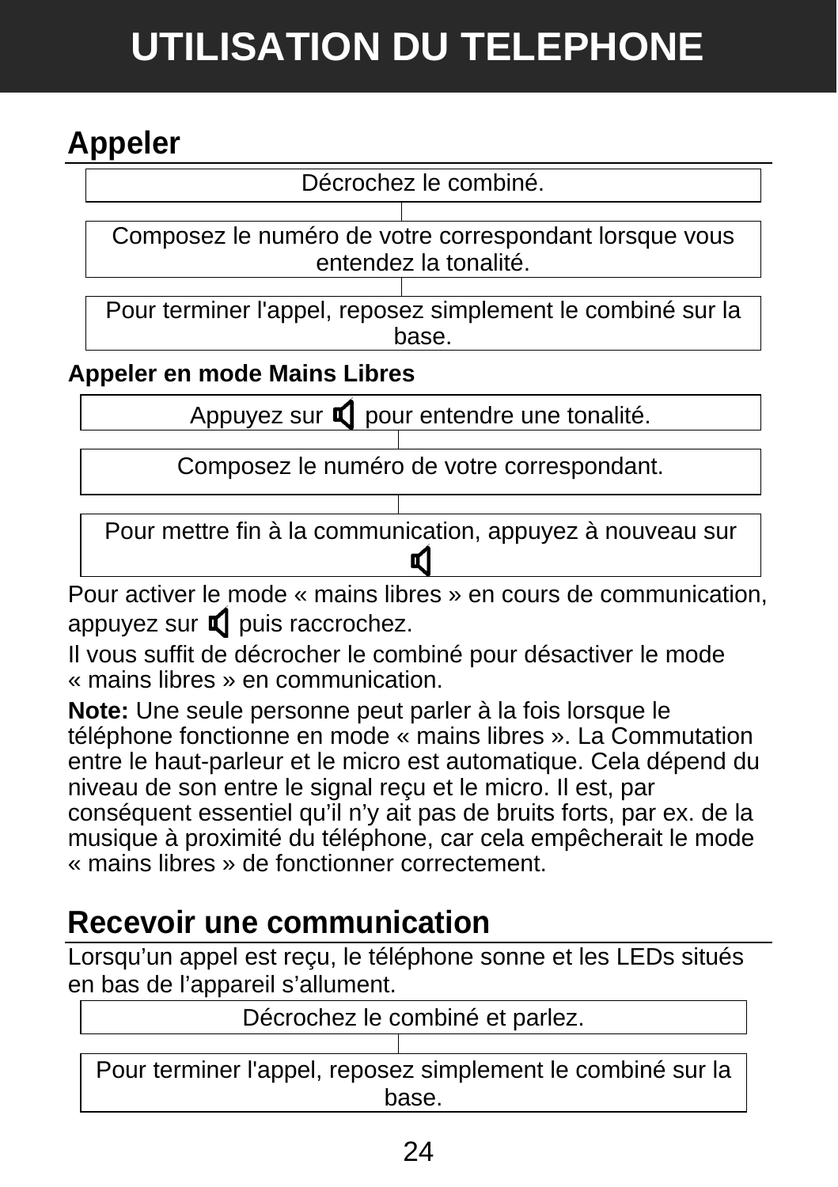# UTILISATION DU TELEPHONE

## Appeler

Décrochez le combiné.

Composez le numéro de votre correspondant lorsque vous entendez la tonalité.

Pour terminer l'appel, reposez simplement le combiné sur la base.

### Appeler en mode Mains Libres

Appuyez sur 🔈 pour entendre une tonalité.

Composez le numéro de votre correspondant.

Pour mettre fin à la communication, appuyez à nouveau sur 🔈

Pour activer le mode « mains libres » en cours de communication, appuyez sur 🔈 puis raccrochez.

Il vous suffit de décrocher le combiné pour désactiver le mode « mains libres » en communication.

**Note:** Une seule personne peut parler à la fois lorsque le téléphone fonctionne en mode « mains libres ». La Commutation entre le haut-parleur et le micro est automatique. Cela dépend du niveau de son entre le signal reçu et le micro. Il est, par conséquent essentiel qu'il n'y ait pas de bruits forts, par ex. de la musique à proximité du téléphone, car cela empêcherait le mode « mains libres » de fonctionner correctement.

## Recevoir une communication

Lorsqu'un appel est reçu, le téléphone sonne et les LEDs situés en bas de l'appareil s'allument.

Décrochez le combiné et parlez.

Pour terminer l'appel, reposez simplement le combiné sur la base.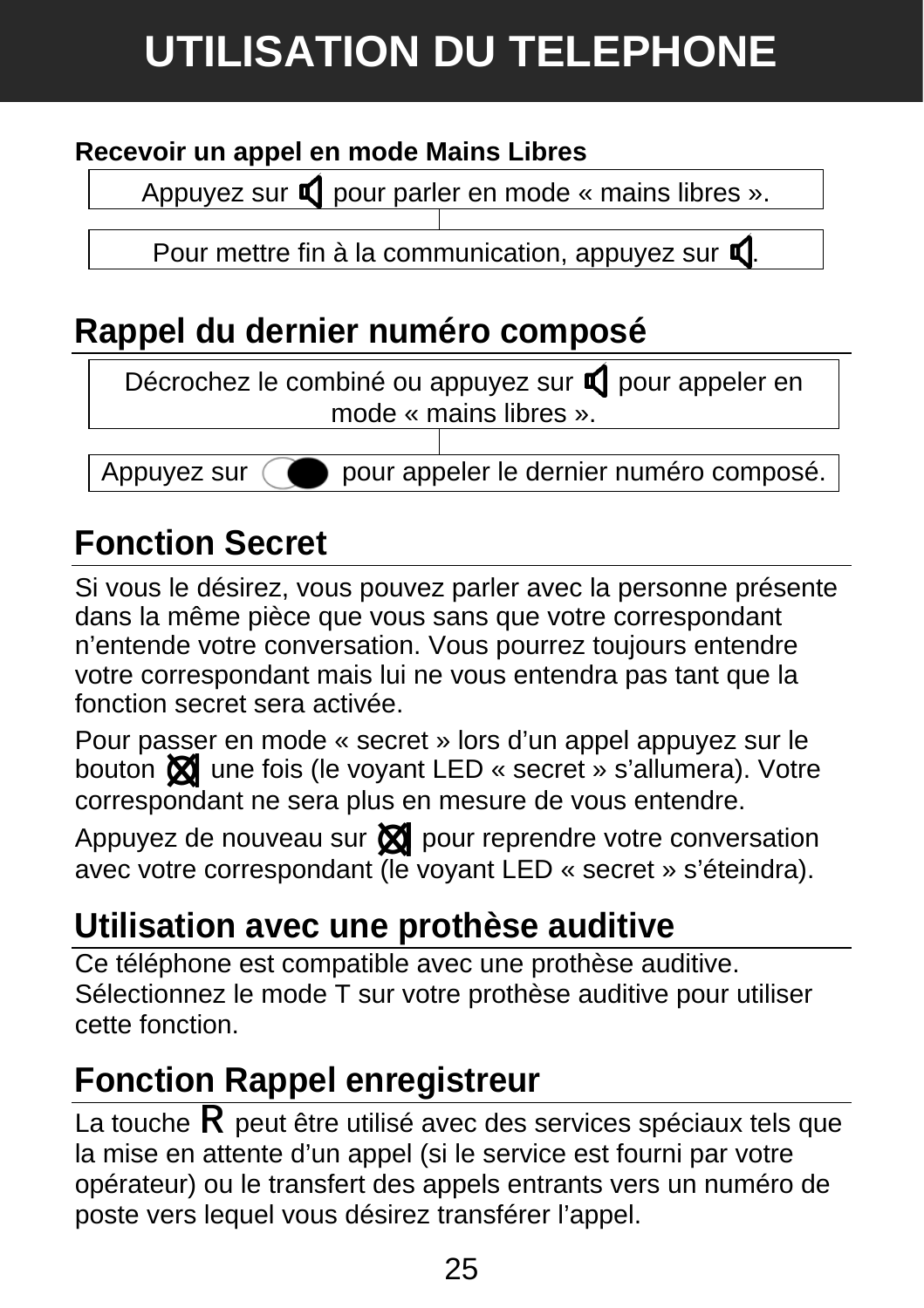# UTILISATION DU TELEPHONE

**Recevoir un appel en mode Mains Libres**

Appuyez sur  pour parler en mode « mains libres ».

Pour mettre fin à la communication, appuyez sur .

## Rappel du dernier numéro composé

Décrochez le combiné ou appuyez sur  pour appeler en mode « mains libres ».

Appuyez sur  pour appeler le dernier numéro composé.

## Fonction Secret

Si vous le désirez, vous pouvez parler avec la personne présente dans la même pièce que vous sans que votre correspondant n'entende votre conversation. Vous pourrez toujours entendre votre correspondant mais lui ne vous entendra pas tant que la fonction secret sera activée.

Pour passer en mode « secret » lors d'un appel appuyez sur le bouton  une fois (le voyant LED « secret » s'allumera). Votre correspondant ne sera plus en mesure de vous entendre.

Appuyez de nouveau sur  pour reprendre votre conversation avec votre correspondant (le voyant LED « secret » s'éteindra).

## Utilisation avec une prothèse auditive

Ce téléphone est compatible avec une prothèse auditive. Sélectionnez le mode T sur votre prothèse auditive pour utiliser cette fonction.

## Fonction Rappel enregistreur

La touche **R** peut être utilisé avec des services spéciaux tels que la mise en attente d'un appel (si le service est fourni par votre opérateur) ou le transfert des appels entrants vers un numéro de poste vers lequel vous désirez transférer l'appel.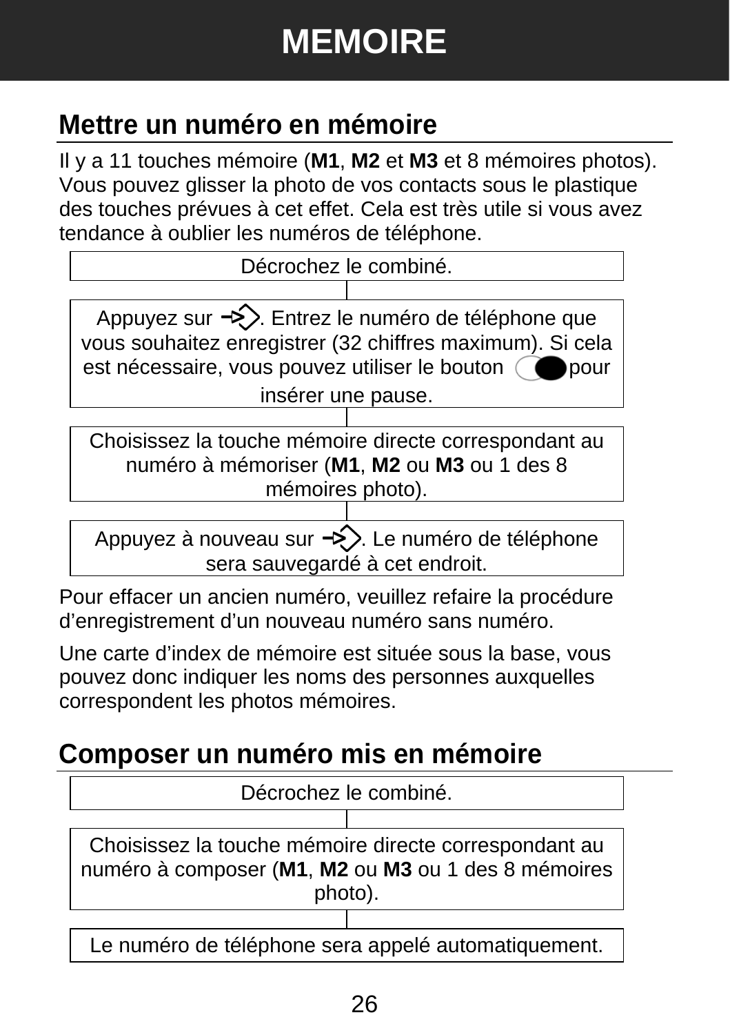# MEMOIRE

## Mettre un numéro en mémoire

Il y a 11 touches mémoire (**M1**, **M2** et **M3** et 8 mémoires photos). Vous pouvez glisser la photo de vos contacts sous le plastique des touches prévues à cet effet. Cela est très utile si vous avez tendance à oublier les numéros de téléphone.

Décrochez le combiné.

Appuyez sur . Entrez le numéro de téléphone que vous souhaitez enregistrer (32 chiffres maximum). Si cela est nécessaire, vous pouvez utiliser le bouton pour insérer une pause.

Choisissez la touche mémoire directe correspondant au numéro à mémoriser (**M1**, **M2** ou **M3** ou 1 des 8 mémoires photo).

Appuyez à nouveau sur . Le numéro de téléphone sera sauvegardé à cet endroit.

Pour effacer un ancien numéro, veuillez refaire la procédure d'enregistrement d'un nouveau numéro sans numéro.

Une carte d'index de mémoire est située sous la base, vous pouvez donc indiquer les noms des personnes auxquelles correspondent les photos mémoires.

## Composer un numéro mis en mémoire

Décrochez le combiné.

Choisissez la touche mémoire directe correspondant au numéro à composer (**M1**, **M2** ou **M3** ou 1 des 8 mémoires photo).

Le numéro de téléphone sera appelé automatiquement.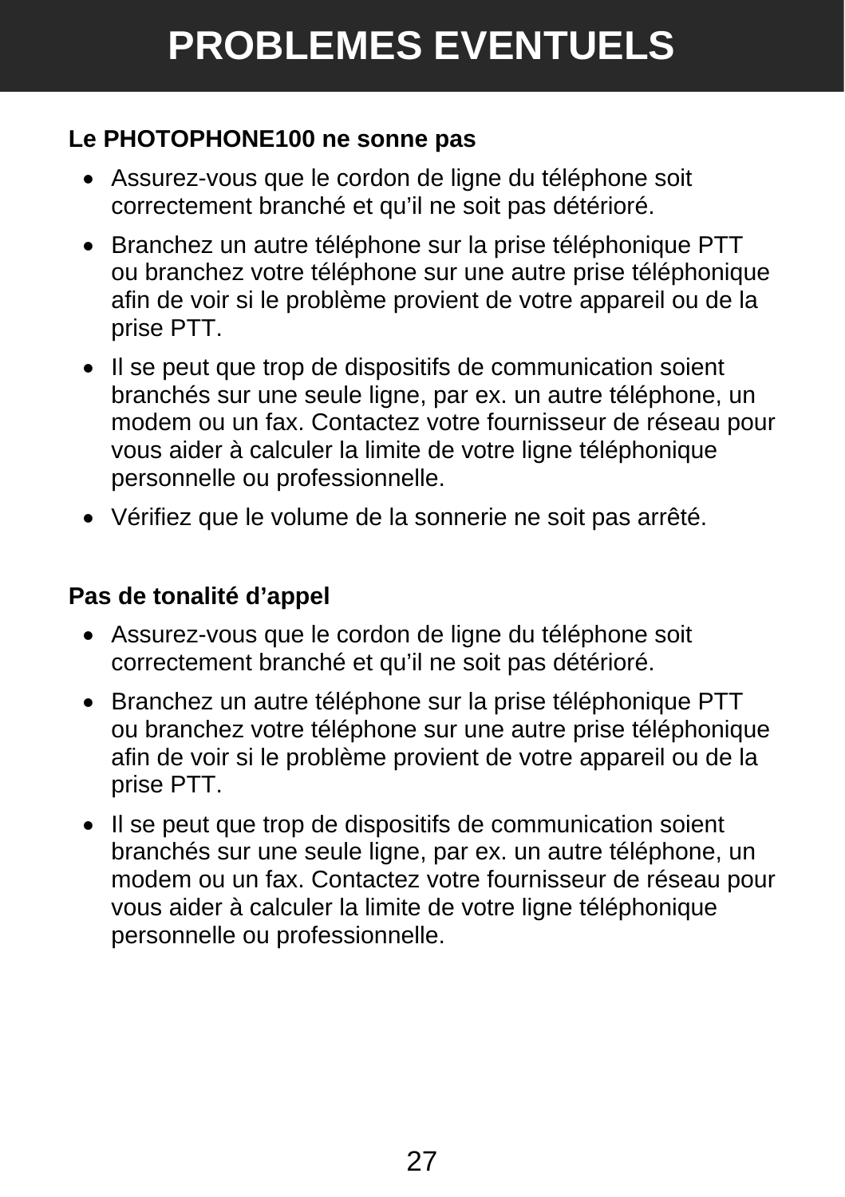# PROBLEMES EVENTUELS

**Le PHOTOPHONE100 ne sonne pas**

- Assurez-vous que le cordon de ligne du téléphone soit correctement branché et qu'il ne soit pas détérioré.
- Branchez un autre téléphone sur la prise téléphonique PTT ou branchez votre téléphone sur une autre prise téléphonique afin de voir si le problème provient de votre appareil ou de la prise PTT.
- Il se peut que trop de dispositifs de communication soient branchés sur une seule ligne, par ex. un autre téléphone, un modem ou un fax. Contactez votre fournisseur de réseau pour vous aider à calculer la limite de votre ligne téléphonique personnelle ou professionnelle.
- Vérifiez que le volume de la sonnerie ne soit pas arrêté.

**Pas de tonalité d'appel**

- Assurez-vous que le cordon de ligne du téléphone soit correctement branché et qu'il ne soit pas détérioré.
- Branchez un autre téléphone sur la prise téléphonique PTT ou branchez votre téléphone sur une autre prise téléphonique afin de voir si le problème provient de votre appareil ou de la prise PTT.
- Il se peut que trop de dispositifs de communication soient branchés sur une seule ligne, par ex. un autre téléphone, un modem ou un fax. Contactez votre fournisseur de réseau pour vous aider à calculer la limite de votre ligne téléphonique personnelle ou professionnelle.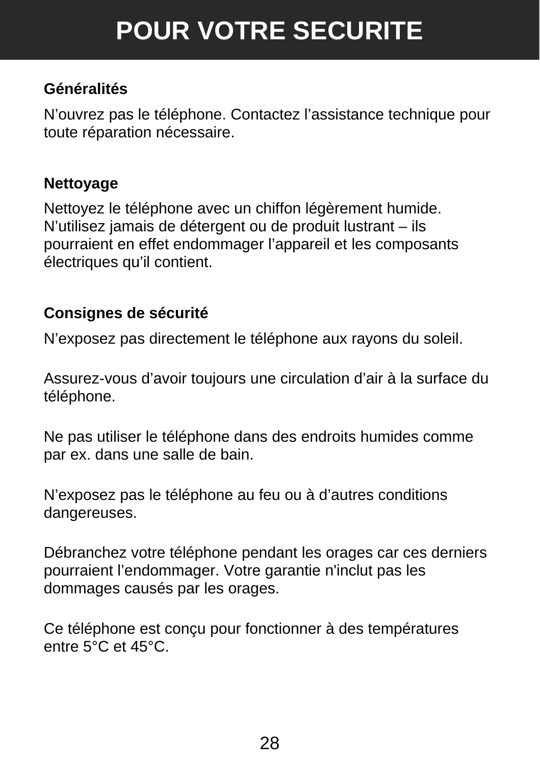# POUR VOTRE SECURITE

**Généralités**

N’ouvrez pas le téléphone. Contactez l’assistance technique pour toute réparation nécessaire.

**Nettoyage**

Nettoyez le téléphone avec un chiffon légèrement humide. N’utilisez jamais de détergent ou de produit lustrant – ils pourraient en effet endommager l’appareil et les composants électriques qu’il contient.

**Consignes de sécurité**

N’exposez pas directement le téléphone aux rayons du soleil.

Assurez-vous d’avoir toujours une circulation d’air à la surface du téléphone.

Ne pas utiliser le téléphone dans des endroits humides comme par ex. dans une salle de bain.

N’exposez pas le téléphone au feu ou à d’autres conditions dangereuses.

Débranchez votre téléphone pendant les orages car ces derniers pourraient l’endommager. Votre garantie n'inclut pas les dommages causés par les orages.

Ce téléphone est conçu pour fonctionner à des températures entre 5°C et 45°C.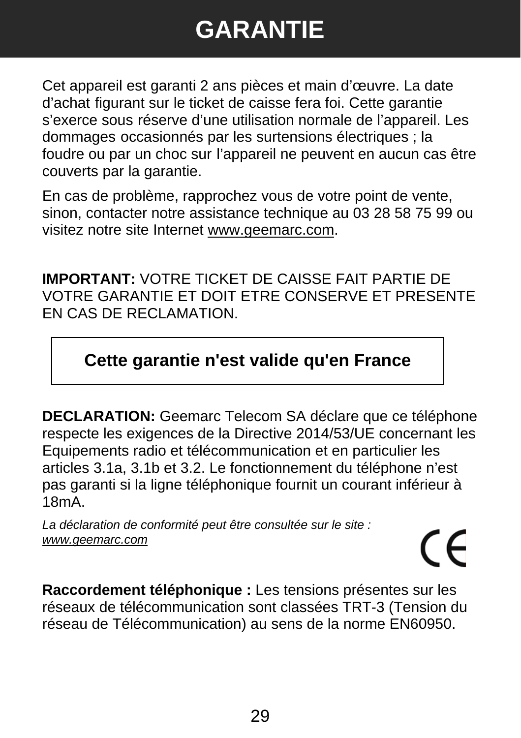# GARANTIE

Cet appareil est garanti 2 ans pièces et main d'œuvre. La date d'achat figurant sur le ticket de caisse fera foi. Cette garantie s'exerce sous réserve d'une utilisation normale de l'appareil. Les dommages occasionnés par les surtensions électriques ; la foudre ou par un choc sur l'appareil ne peuvent en aucun cas être couverts par la garantie.

En cas de problème, rapprochez vous de votre point de vente, sinon, contacter notre assistance technique au 03 28 58 75 99 ou visitez notre site Internet www.geemarc.com.

**IMPORTANT:** VOTRE TICKET DE CAISSE FAIT PARTIE DE VOTRE GARANTIE ET DOIT ETRE CONSERVE ET PRESENTE EN CAS DE RECLAMATION.

**Cette garantie n'est valide qu'en France**

**DECLARATION:** Geemarc Telecom SA déclare que ce téléphone respecte les exigences de la Directive 2014/53/UE concernant les Equipements radio et télécommunication et en particulier les articles 3.1a, 3.1b et 3.2. Le fonctionnement du téléphone n'est pas garanti si la ligne téléphonique fournit un courant inférieur à 18mA.

*La déclaration de conformité peut être consultée sur le site : www.geemarc.com*

**Raccordement téléphonique :** Les tensions présentes sur les réseaux de télécommunication sont classées TRT-3 (Tension du réseau de Télécommunication) au sens de la norme EN60950.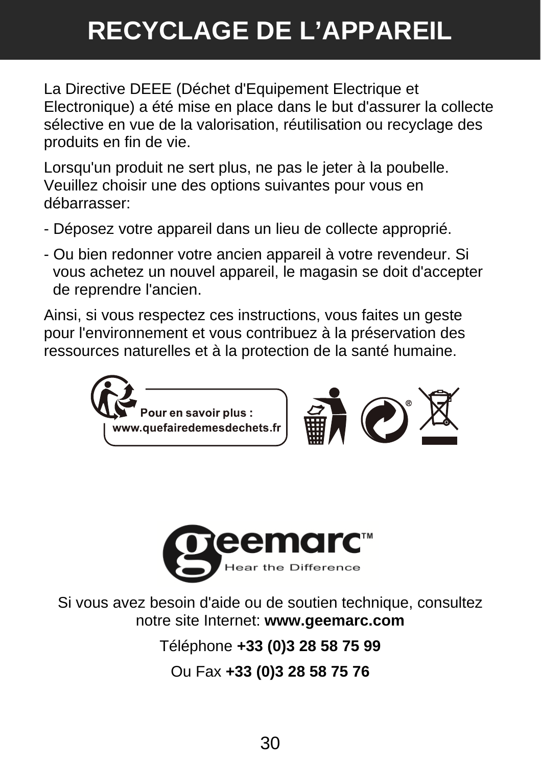# RECYCLAGE DE L'APPAREIL

La Directive DEEE (Déchet d'Equipement Electrique et Electronique) a été mise en place dans le but d'assurer la collecte sélective en vue de la valorisation, réutilisation ou recyclage des produits en fin de vie.

Lorsqu'un produit ne sert plus, ne pas le jeter à la poubelle. Veuillez choisir une des options suivantes pour vous en débarrasser:

- Déposez votre appareil dans un lieu de collecte approprié.
- Ou bien redonner votre ancien appareil à votre revendeur. Si vous achetez un nouvel appareil, le magasin se doit d'accepter de reprendre l'ancien.

Ainsi, si vous respectez ces instructions, vous faites un geste pour l'environnement et vous contribuez à la préservation des ressources naturelles et à la protection de la santé humaine.

**Pour en savoir plus :**
**www.quefairedemesdechets.fr**

geemarc™
Hear the Difference

Si vous avez besoin d'aide ou de soutien technique, consultez notre site Internet: **www.geemarc.com**

Téléphone **+33 (0)3 28 58 75 99**

Ou Fax **+33 (0)3 28 58 75 76**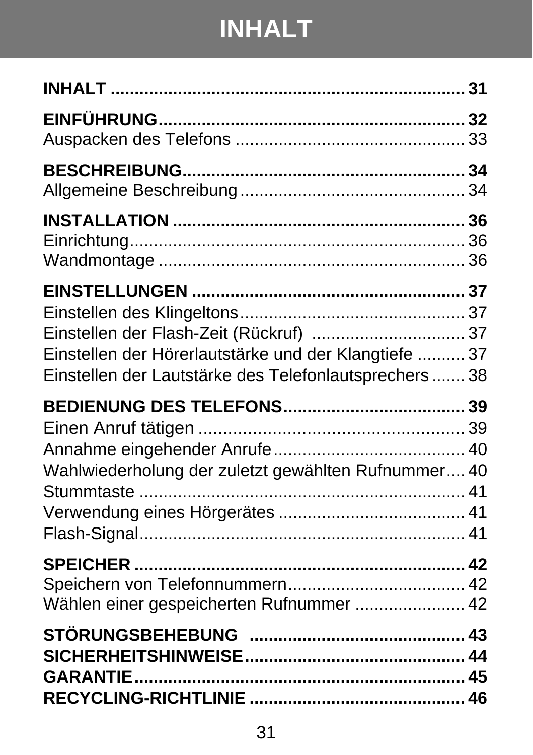# INHALT

| | |
|---|---|
| **INHALT** | **31** |
| **EINFÜHRUNG** | **32** |
| Auspacken des Telefons | 33 |
| **BESCHREIBUNG** | **34** |
| Allgemeine Beschreibung | 34 |
| **INSTALLATION** | **36** |
| Einrichtung | 36 |
| Wandmontage | 36 |
| **EINSTELLUNGEN** | **37** |
| Einstellen des Klingeltons | 37 |
| Einstellen der Flash-Zeit (Rückruf) | 37 |
| Einstellen der Hörerlautstärke und der Klangtiefe | 37 |
| Einstellen der Lautstärke des Telefonlautsprechers | 38 |
| **BEDIENUNG DES TELEFONS** | **39** |
| Einen Anruf tätigen | 39 |
| Annahme eingehender Anrufe | 40 |
| Wahlwiederholung der zuletzt gewählten Rufnummer | 40 |
| Stummtaste | 41 |
| Verwendung eines Hörgerätes | 41 |
| Flash-Signal | 41 |
| **SPEICHER** | **42** |
| Speichern von Telefonnummern | 42 |
| Wählen einer gespeicherten Rufnummer | 42 |
| **STÖRUNGSBEHEBUNG** | **43** |
| **SICHERHEITSHINWEISE** | **44** |
| **GARANTIE** | **45** |
| **RECYCLING-RICHTLINIE** | **46** |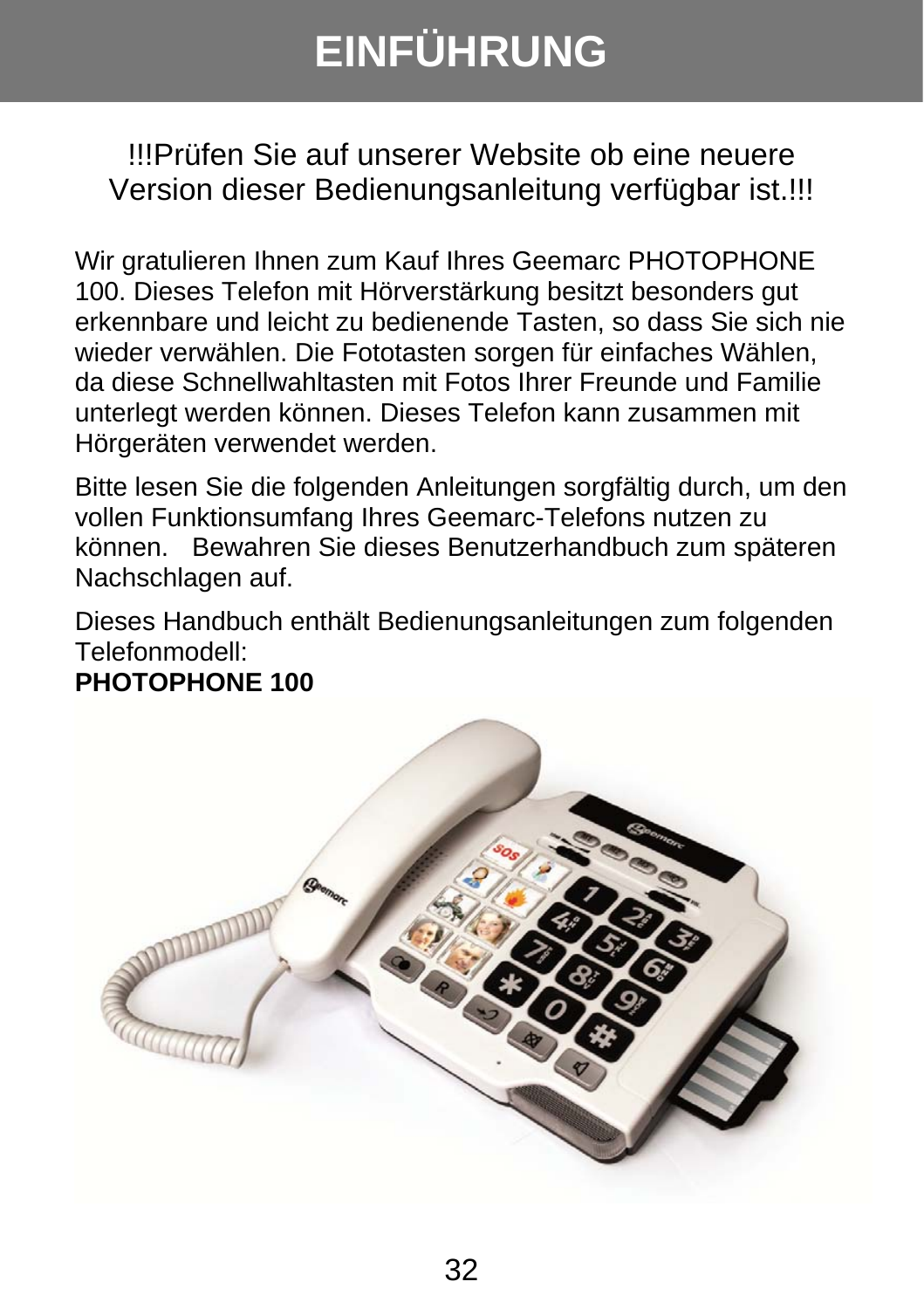# EINFÜHRUNG

!!!Prüfen Sie auf unserer Website ob eine neuere Version dieser Bedienungsanleitung verfügbar ist.!!!

Wir gratulieren Ihnen zum Kauf Ihres Geemarc PHOTOPHONE 100. Dieses Telefon mit Hörverstärkung besitzt besonders gut erkennbare und leicht zu bedienende Tasten, so dass Sie sich nie wieder verwählen. Die Fototasten sorgen für einfaches Wählen, da diese Schnellwahltasten mit Fotos Ihrer Freunde und Familie unterlegt werden können. Dieses Telefon kann zusammen mit Hörgeräten verwendet werden.

Bitte lesen Sie die folgenden Anleitungen sorgfältig durch, um den vollen Funktionsumfang Ihres Geemarc-Telefons nutzen zu können. Bewahren Sie dieses Benutzerhandbuch zum späteren Nachschlagen auf.

Dieses Handbuch enthält Bedienungsanleitungen zum folgenden Telefonmodell:
**PHOTOPHONE 100**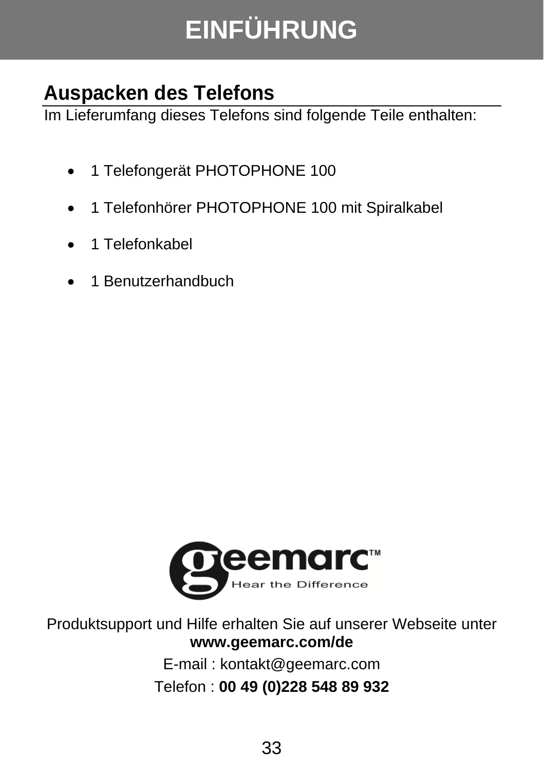# EINFÜHRUNG

## Auspacken des Telefons

Im Lieferumfang dieses Telefons sind folgende Teile enthalten:

- 1 Telefongerät PHOTOPHONE 100
- 1 Telefonhörer PHOTOPHONE 100 mit Spiralkabel
- 1 Telefonkabel
- 1 Benutzerhandbuch

geemarc™ Hear the Difference

Produktsupport und Hilfe erhalten Sie auf unserer Webseite unter **www.geemarc.com/de**

E-mail : kontakt@geemarc.com

Telefon : **00 49 (0)228 548 89 932**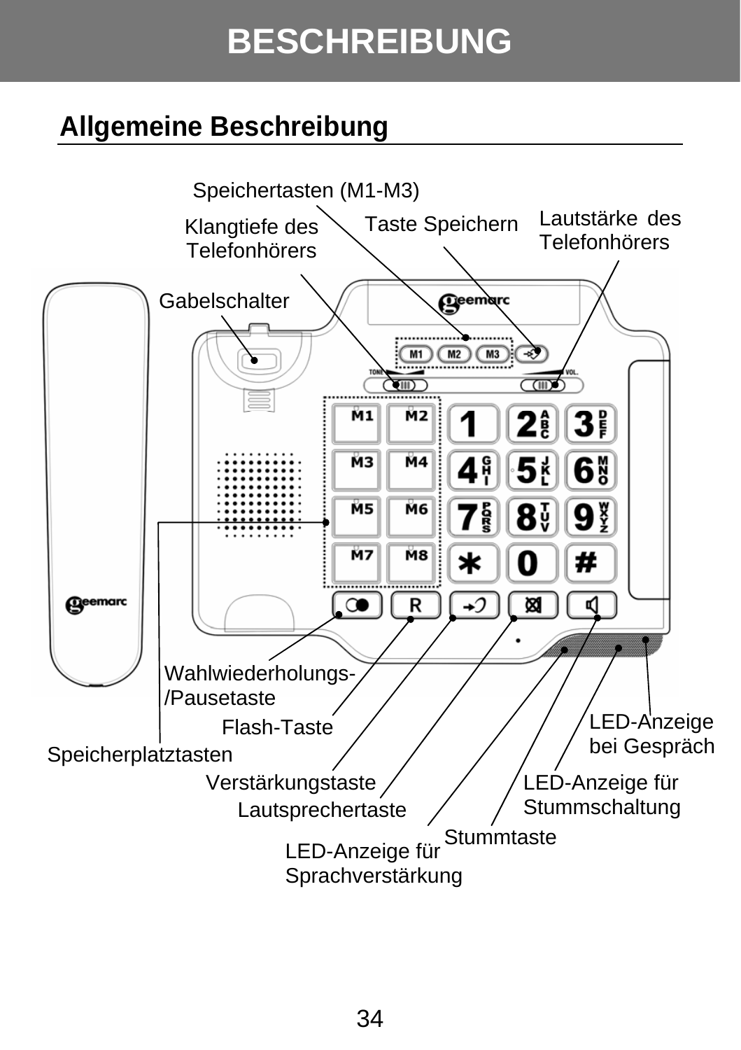# BESCHREIBUNG

## Allgemeine Beschreibung

Speichertasten (M1-M3)

Klangtiefe des Telefonhörers

Taste Speichern

Lautstärke des Telefonhörers

Gabelschalter

Wahlwiederholungs-/Pausetaste

Flash-Taste

Speicherplatztasten

Verstärkungstaste

Lautsprechertaste

LED-Anzeige für Sprachverstärkung

Stummtaste

LED-Anzeige für Stummschaltung

LED-Anzeige bei Gespräch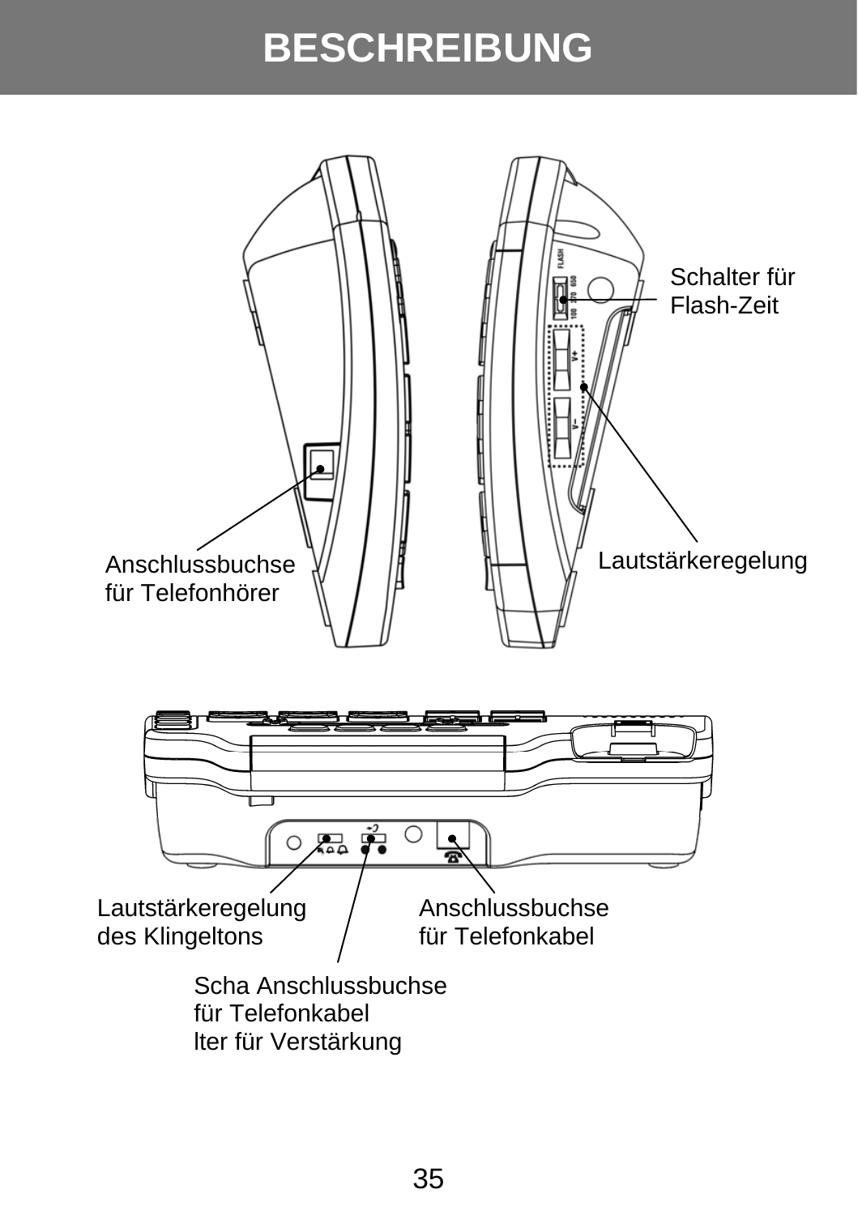# BESCHREIBUNG

Schalter für Flash-Zeit

Anschlussbuchse für Telefonhörer

Lautstärkeregelung

Lautstärkeregelung des Klingeltons

Anschlussbuchse für Telefonkabel

Scha Anschlussbuchse
für Telefonkabel
lter für Verstärkung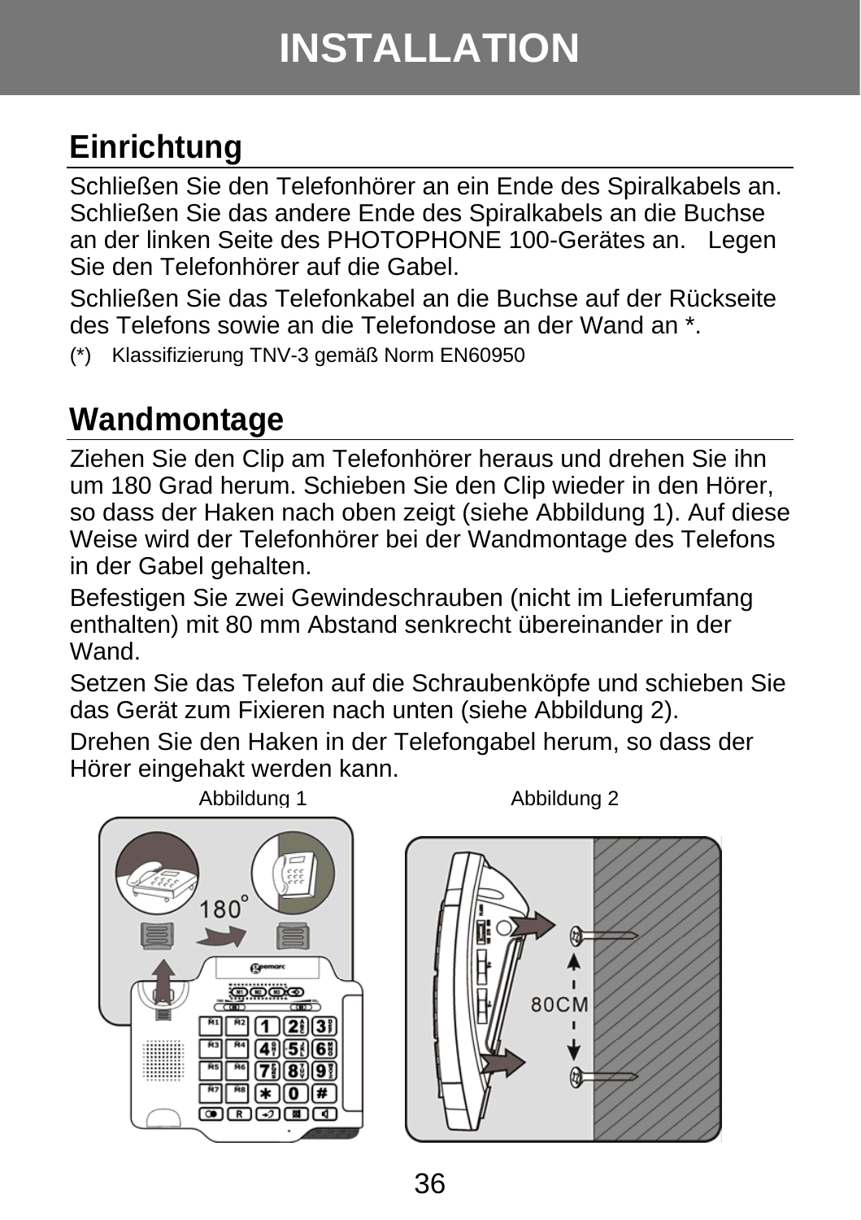# INSTALLATION

## Einrichtung

Schließen Sie den Telefonhörer an ein Ende des Spiralkabels an. Schließen Sie das andere Ende des Spiralkabels an die Buchse an der linken Seite des PHOTOPHONE 100-Gerätes an. Legen Sie den Telefonhörer auf die Gabel.

Schließen Sie das Telefonkabel an die Buchse auf der Rückseite des Telefons sowie an die Telefondose an der Wand an *.

(*) Klassifizierung TNV-3 gemäß Norm EN60950

## Wandmontage

Ziehen Sie den Clip am Telefonhörer heraus und drehen Sie ihn um 180 Grad herum. Schieben Sie den Clip wieder in den Hörer, so dass der Haken nach oben zeigt (siehe Abbildung 1). Auf diese Weise wird der Telefonhörer bei der Wandmontage des Telefons in der Gabel gehalten.

Befestigen Sie zwei Gewindeschrauben (nicht im Lieferumfang enthalten) mit 80 mm Abstand senkrecht übereinander in der Wand.

Setzen Sie das Telefon auf die Schraubenköpfe und schieben Sie das Gerät zum Fixieren nach unten (siehe Abbildung 2).

Drehen Sie den Haken in der Telefongabel herum, so dass der Hörer eingehakt werden kann.

Abbildung 1

Abbildung 2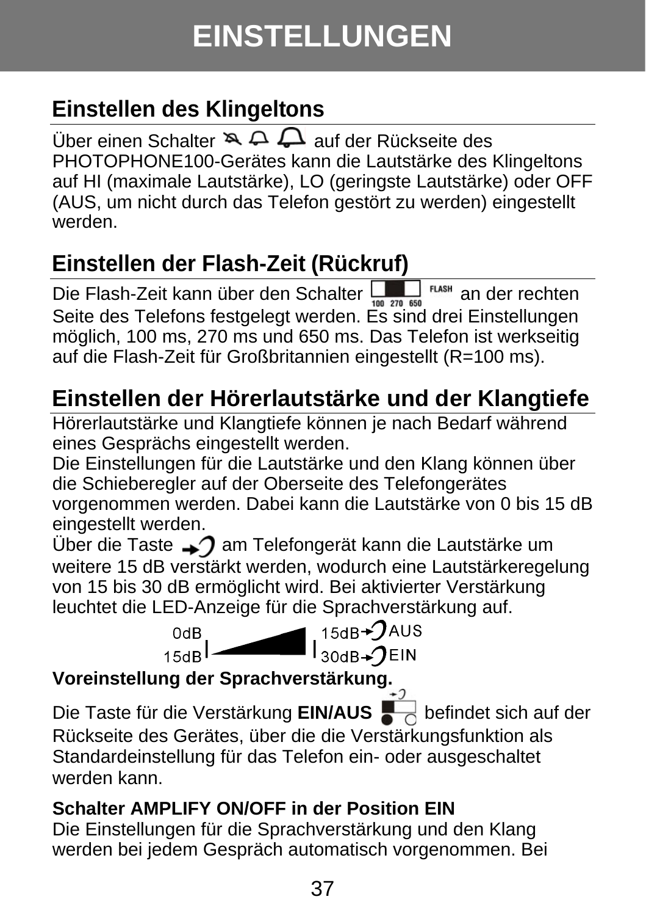# EINSTELLUNGEN

## Einstellen des Klingeltons

Über einen Schalter auf der Rückseite des PHOTOPHONE100-Gerätes kann die Lautstärke des Klingeltons auf HI (maximale Lautstärke), LO (geringste Lautstärke) oder OFF (AUS, um nicht durch das Telefon gestört zu werden) eingestellt werden.

## Einstellen der Flash-Zeit (Rückruf)

Die Flash-Zeit kann über den Schalter 100 270 650 FLASH an der rechten Seite des Telefons festgelegt werden. Es sind drei Einstellungen möglich, 100 ms, 270 ms und 650 ms. Das Telefon ist werkseitig auf die Flash-Zeit für Großbritannien eingestellt (R=100 ms).

## Einstellen der Hörerlautstärke und der Klangtiefe

Hörerlautstärke und Klangtiefe können je nach Bedarf während eines Gesprächs eingestellt werden.
Die Einstellungen für die Lautstärke und den Klang können über die Schieberegler auf der Oberseite des Telefongerätes vorgenommen werden. Dabei kann die Lautstärke von 0 bis 15 dB eingestellt werden.
Über die Taste am Telefongerät kann die Lautstärke um weitere 15 dB verstärkt werden, wodurch eine Lautstärkeregelung von 15 bis 30 dB ermöglicht wird. Bei aktivierter Verstärkung leuchtet die LED-Anzeige für die Sprachverstärkung auf.

0dB 15dB AUS
15dB 30dB EIN

**Voreinstellung der Sprachverstärkung.**

Die Taste für die Verstärkung **EIN/AUS** befindet sich auf der Rückseite des Gerätes, über die die Verstärkungsfunktion als Standardeinstellung für das Telefon ein- oder ausgeschaltet werden kann.

**Schalter AMPLIFY ON/OFF in der Position EIN**
Die Einstellungen für die Sprachverstärkung und den Klang werden bei jedem Gespräch automatisch vorgenommen. Bei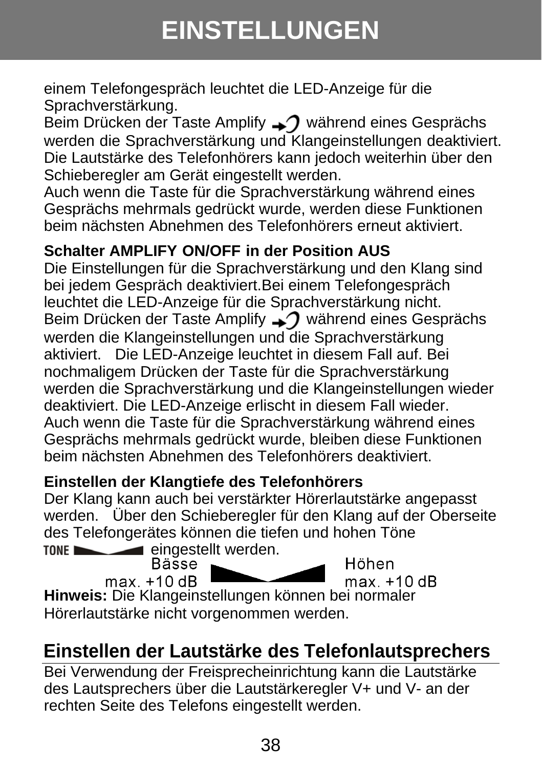einem Telefongespräch leuchtet die LED-Anzeige für die Sprachverstärkung.
Beim Drücken der Taste Amplify während eines Gesprächs werden die Sprachverstärkung und Klangeinstellungen deaktiviert. Die Lautstärke des Telefonhörers kann jedoch weiterhin über den Schieberegler am Gerät eingestellt werden.
Auch wenn die Taste für die Sprachverstärkung während eines Gesprächs mehrmals gedrückt wurde, werden diese Funktionen beim nächsten Abnehmen des Telefonhörers erneut aktiviert.

**Schalter AMPLIFY ON/OFF in der Position AUS**
Die Einstellungen für die Sprachverstärkung und den Klang sind bei jedem Gespräch deaktiviert.Bei einem Telefongespräch leuchtet die LED-Anzeige für die Sprachverstärkung nicht.
Beim Drücken der Taste Amplify während eines Gesprächs werden die Klangeinstellungen und die Sprachverstärkung aktiviert. Die LED-Anzeige leuchtet in diesem Fall auf. Bei nochmaligem Drücken der Taste für die Sprachverstärkung werden die Sprachverstärkung und die Klangeinstellungen wieder deaktiviert. Die LED-Anzeige erlischt in diesem Fall wieder.
Auch wenn die Taste für die Sprachverstärkung während eines Gesprächs mehrmals gedrückt wurde, bleiben diese Funktionen beim nächsten Abnehmen des Telefonhörers deaktiviert.

**Einstellen der Klangtiefe des Telefonhörers**
Der Klang kann auch bei verstärkter Hörerlautstärke angepasst werden. Über den Schieberegler für den Klang auf der Oberseite des Telefongerätes können die tiefen und hohen Töne TONE eingestellt werden.

Bässe max. +10 dB — Höhen max. +10 dB

**Hinweis:** Die Klangeinstellungen können bei normaler Hörerlautstärke nicht vorgenommen werden.

## Einstellen der Lautstärke des Telefonlautsprechers

Bei Verwendung der Freisprecheinrichtung kann die Lautstärke des Lautsprechers über die Lautstärkeregler V+ und V- an der rechten Seite des Telefons eingestellt werden.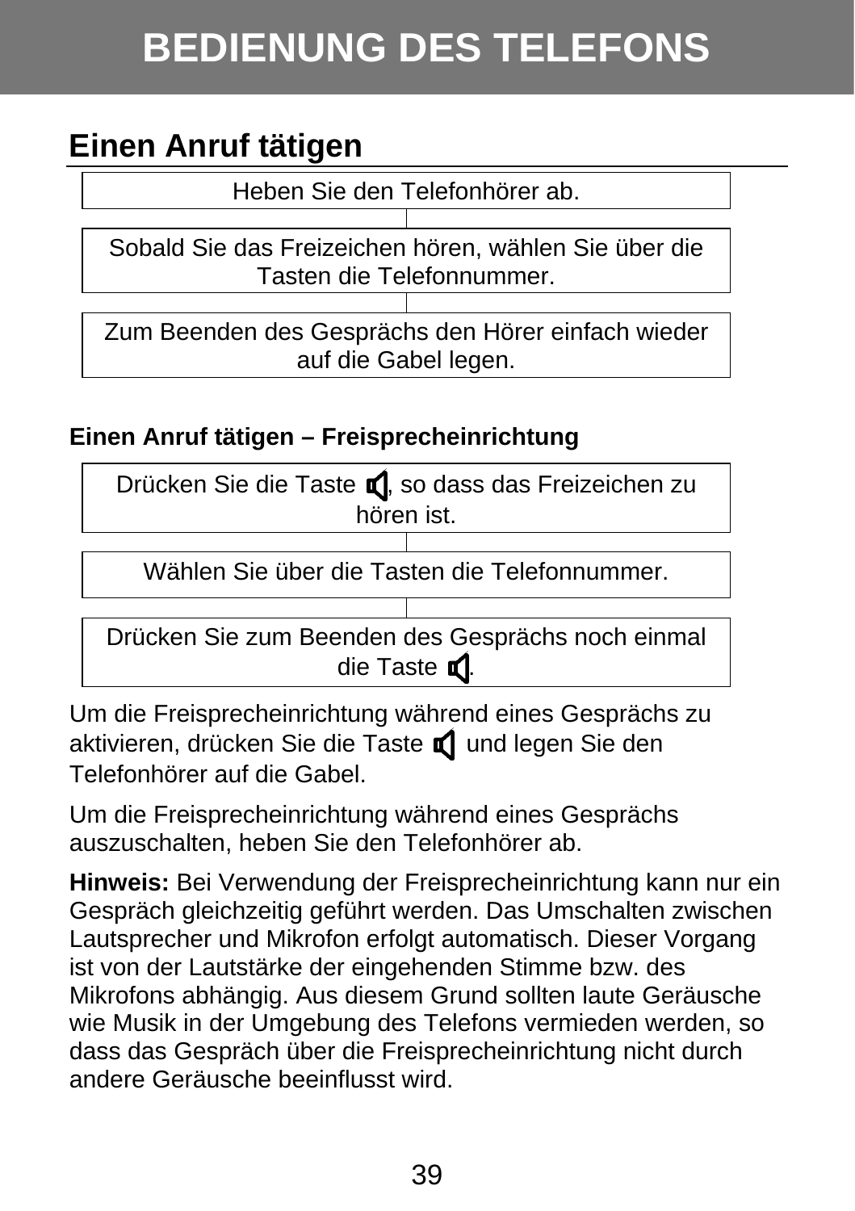# BEDIENUNG DES TELEFONS

## Einen Anruf tätigen

Heben Sie den Telefonhörer ab.

Sobald Sie das Freizeichen hören, wählen Sie über die Tasten die Telefonnummer.

Zum Beenden des Gesprächs den Hörer einfach wieder auf die Gabel legen.

### Einen Anruf tätigen – Freisprecheinrichtung

Drücken Sie die Taste 🔈, so dass das Freizeichen zu hören ist.

Wählen Sie über die Tasten die Telefonnummer.

Drücken Sie zum Beenden des Gesprächs noch einmal die Taste 🔈.

Um die Freisprecheinrichtung während eines Gesprächs zu aktivieren, drücken Sie die Taste 🔈 und legen Sie den Telefonhörer auf die Gabel.

Um die Freisprecheinrichtung während eines Gesprächs auszuschalten, heben Sie den Telefonhörer ab.

**Hinweis:** Bei Verwendung der Freisprecheinrichtung kann nur ein Gespräch gleichzeitig geführt werden. Das Umschalten zwischen Lautsprecher und Mikrofon erfolgt automatisch. Dieser Vorgang ist von der Lautstärke der eingehenden Stimme bzw. des Mikrofons abhängig. Aus diesem Grund sollten laute Geräusche wie Musik in der Umgebung des Telefons vermieden werden, so dass das Gespräch über die Freisprecheinrichtung nicht durch andere Geräusche beeinflusst wird.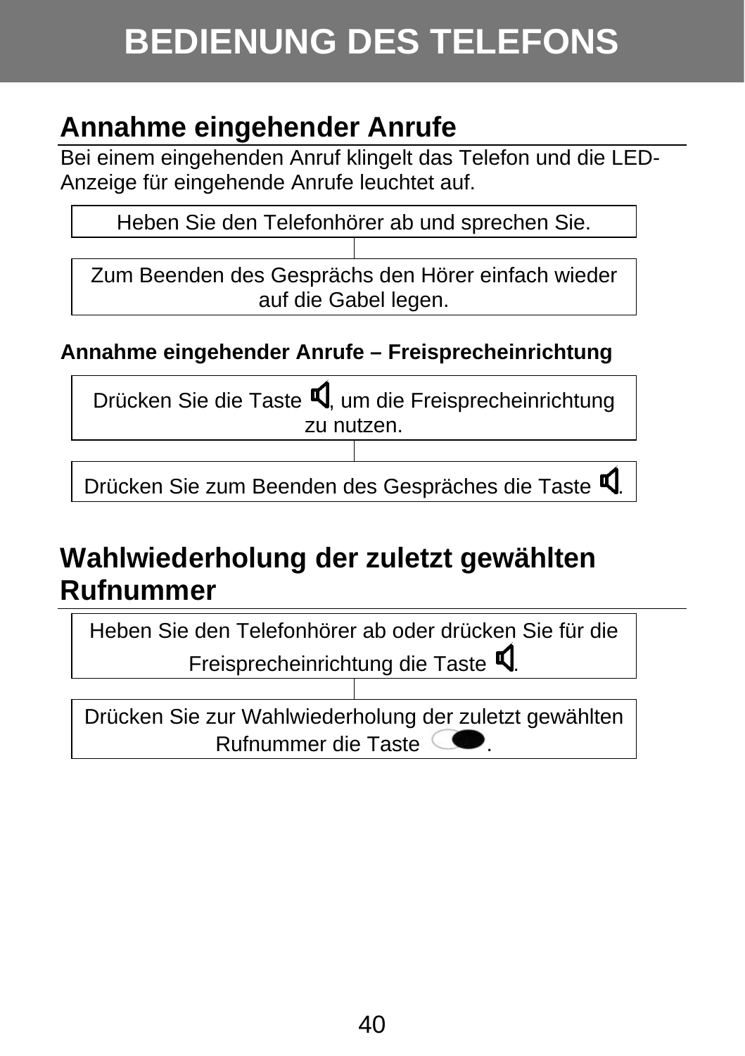# BEDIENUNG DES TELEFONS

## Annahme eingehender Anrufe

Bei einem eingehenden Anruf klingelt das Telefon und die LED-Anzeige für eingehende Anrufe leuchtet auf.

Heben Sie den Telefonhörer ab und sprechen Sie.

Zum Beenden des Gesprächs den Hörer einfach wieder auf die Gabel legen.

### Annahme eingehender Anrufe – Freisprecheinrichtung

Drücken Sie die Taste, um die Freisprecheinrichtung zu nutzen.

Drücken Sie zum Beenden des Gespräches die Taste.

## Wahlwiederholung der zuletzt gewählten Rufnummer

Heben Sie den Telefonhörer ab oder drücken Sie für die Freisprecheinrichtung die Taste.

Drücken Sie zur Wahlwiederholung der zuletzt gewählten Rufnummer die Taste.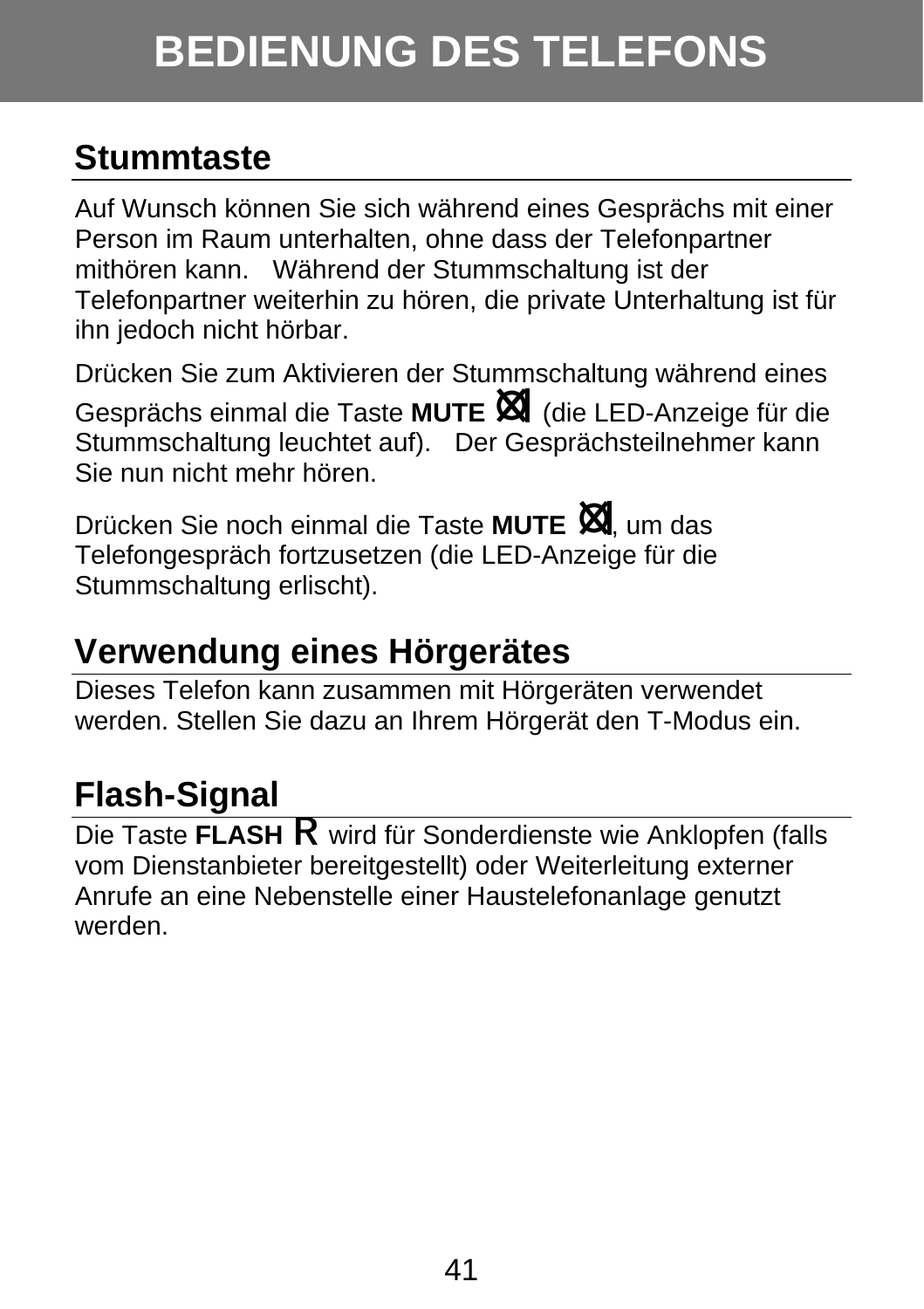# BEDIENUNG DES TELEFONS

## Stummtaste

Auf Wunsch können Sie sich während eines Gesprächs mit einer Person im Raum unterhalten, ohne dass der Telefonpartner mithören kann. Während der Stummschaltung ist der Telefonpartner weiterhin zu hören, die private Unterhaltung ist für ihn jedoch nicht hörbar.

Drücken Sie zum Aktivieren der Stummschaltung während eines Gesprächs einmal die Taste **MUTE** (die LED-Anzeige für die Stummschaltung leuchtet auf). Der Gesprächsteilnehmer kann Sie nun nicht mehr hören.

Drücken Sie noch einmal die Taste **MUTE**, um das Telefongespräch fortzusetzen (die LED-Anzeige für die Stummschaltung erlischt).

## Verwendung eines Hörgerätes

Dieses Telefon kann zusammen mit Hörgeräten verwendet werden. Stellen Sie dazu an Ihrem Hörgerät den T-Modus ein.

## Flash-Signal

Die Taste **FLASH** R wird für Sonderdienste wie Anklopfen (falls vom Dienstanbieter bereitgestellt) oder Weiterleitung externer Anrufe an eine Nebenstelle einer Haustelefonanlage genutzt werden.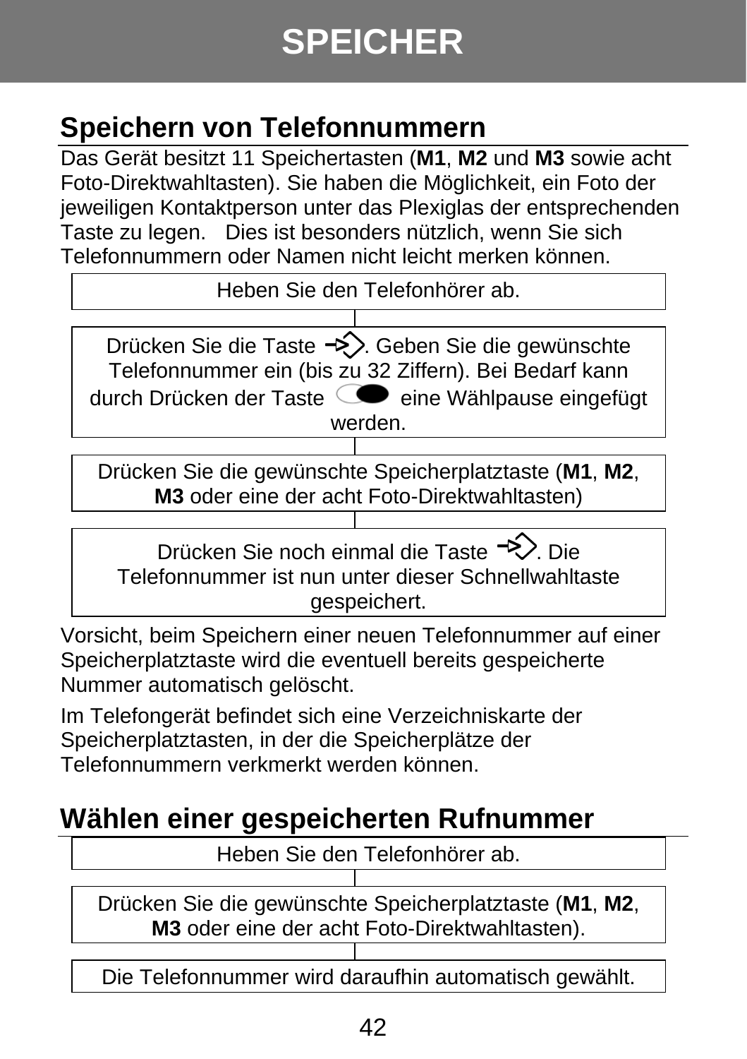# SPEICHER

## Speichern von Telefonnummern

Das Gerät besitzt 11 Speichertasten (**M1**, **M2** und **M3** sowie acht Foto-Direktwahltasten). Sie haben die Möglichkeit, ein Foto der jeweiligen Kontaktperson unter das Plexiglas der entsprechenden Taste zu legen. Dies ist besonders nützlich, wenn Sie sich Telefonnummern oder Namen nicht leicht merken können.

Heben Sie den Telefonhörer ab.

Drücken Sie die Taste . Geben Sie die gewünschte Telefonnummer ein (bis zu 32 Ziffern). Bei Bedarf kann durch Drücken der Taste eine Wählpause eingefügt werden.

Drücken Sie die gewünschte Speicherplatztaste (**M1**, **M2**, **M3** oder eine der acht Foto-Direktwahltasten)

Drücken Sie noch einmal die Taste . Die Telefonnummer ist nun unter dieser Schnellwahltaste gespeichert.

Vorsicht, beim Speichern einer neuen Telefonnummer auf einer Speicherplatztaste wird die eventuell bereits gespeicherte Nummer automatisch gelöscht.

Im Telefongerät befindet sich eine Verzeichniskarte der Speicherplatztasten, in der die Speicherplätze der Telefonnummern verkmerkt werden können.

## Wählen einer gespeicherten Rufnummer

Heben Sie den Telefonhörer ab.

Drücken Sie die gewünschte Speicherplatztaste (**M1**, **M2**, **M3** oder eine der acht Foto-Direktwahltasten).

Die Telefonnummer wird daraufhin automatisch gewählt.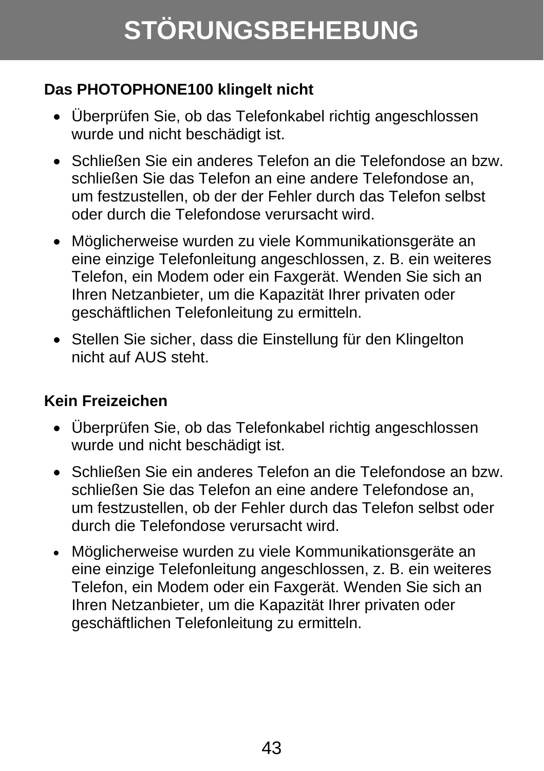# STÖRUNGSBEHEBUNG

**Das PHOTOPHONE100 klingelt nicht**

- Überprüfen Sie, ob das Telefonkabel richtig angeschlossen wurde und nicht beschädigt ist.
- Schließen Sie ein anderes Telefon an die Telefondose an bzw. schließen Sie das Telefon an eine andere Telefondose an, um festzustellen, ob der der Fehler durch das Telefon selbst oder durch die Telefondose verursacht wird.
- Möglicherweise wurden zu viele Kommunikationsgeräte an eine einzige Telefonleitung angeschlossen, z. B. ein weiteres Telefon, ein Modem oder ein Faxgerät. Wenden Sie sich an Ihren Netzanbieter, um die Kapazität Ihrer privaten oder geschäftlichen Telefonleitung zu ermitteln.
- Stellen Sie sicher, dass die Einstellung für den Klingelton nicht auf AUS steht.

**Kein Freizeichen**

- Überprüfen Sie, ob das Telefonkabel richtig angeschlossen wurde und nicht beschädigt ist.
- Schließen Sie ein anderes Telefon an die Telefondose an bzw. schließen Sie das Telefon an eine andere Telefondose an, um festzustellen, ob der Fehler durch das Telefon selbst oder durch die Telefondose verursacht wird.
- Möglicherweise wurden zu viele Kommunikationsgeräte an eine einzige Telefonleitung angeschlossen, z. B. ein weiteres Telefon, ein Modem oder ein Faxgerät. Wenden Sie sich an Ihren Netzanbieter, um die Kapazität Ihrer privaten oder geschäftlichen Telefonleitung zu ermitteln.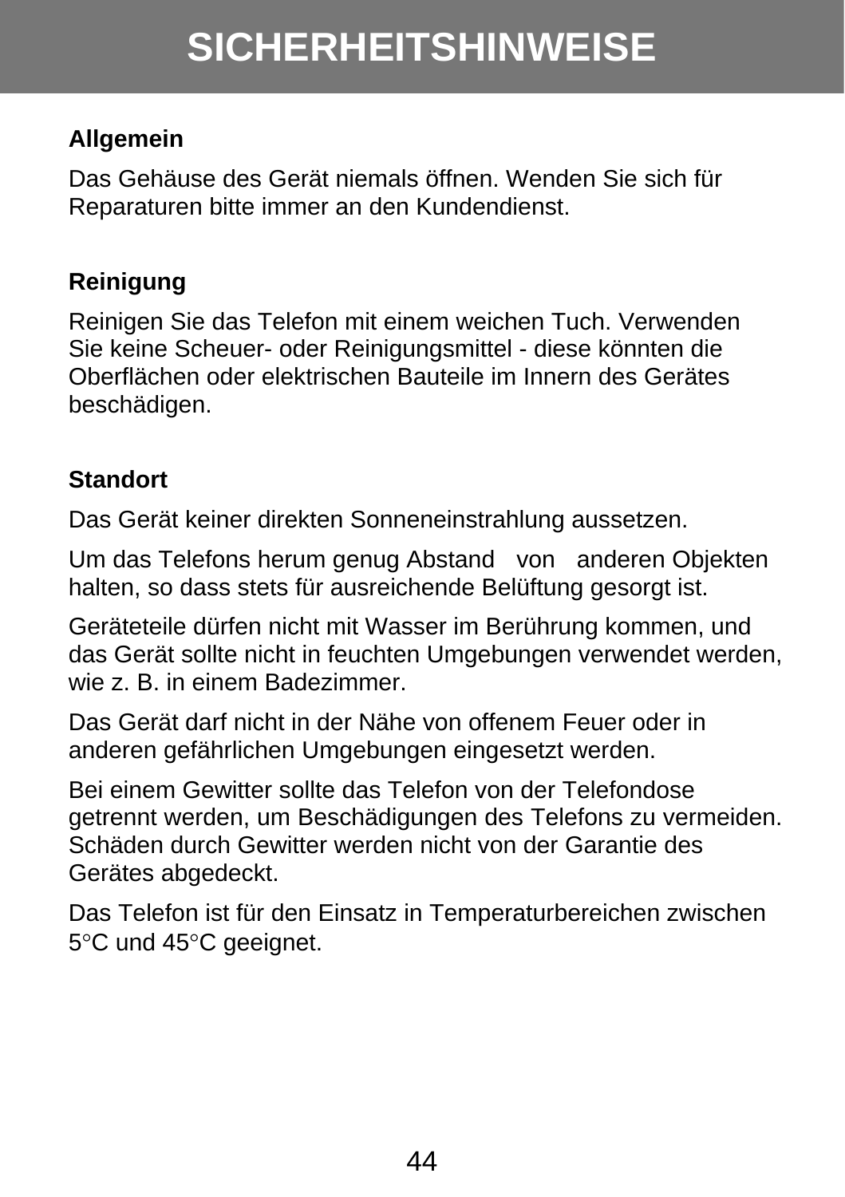# SICHERHEITSHINWEISE

**Allgemein**

Das Gehäuse des Gerät niemals öffnen. Wenden Sie sich für Reparaturen bitte immer an den Kundendienst.

**Reinigung**

Reinigen Sie das Telefon mit einem weichen Tuch. Verwenden Sie keine Scheuer- oder Reinigungsmittel - diese könnten die Oberflächen oder elektrischen Bauteile im Innern des Gerätes beschädigen.

**Standort**

Das Gerät keiner direkten Sonneneinstrahlung aussetzen.

Um das Telefons herum genug Abstand von anderen Objekten halten, so dass stets für ausreichende Belüftung gesorgt ist.

Geräteteile dürfen nicht mit Wasser im Berührung kommen, und das Gerät sollte nicht in feuchten Umgebungen verwendet werden, wie z. B. in einem Badezimmer.

Das Gerät darf nicht in der Nähe von offenem Feuer oder in anderen gefährlichen Umgebungen eingesetzt werden.

Bei einem Gewitter sollte das Telefon von der Telefondose getrennt werden, um Beschädigungen des Telefons zu vermeiden. Schäden durch Gewitter werden nicht von der Garantie des Gerätes abgedeckt.

Das Telefon ist für den Einsatz in Temperaturbereichen zwischen 5°C und 45°C geeignet.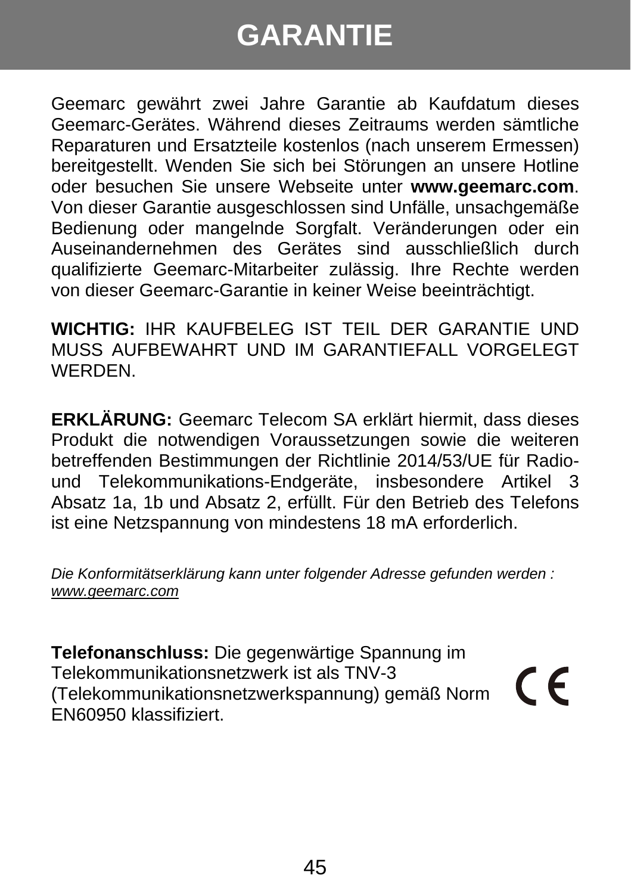# GARANTIE

Geemarc gewährt zwei Jahre Garantie ab Kaufdatum dieses Geemarc-Gerätes. Während dieses Zeitraums werden sämtliche Reparaturen und Ersatzteile kostenlos (nach unserem Ermessen) bereitgestellt. Wenden Sie sich bei Störungen an unsere Hotline oder besuchen Sie unsere Webseite unter **www.geemarc.com**. Von dieser Garantie ausgeschlossen sind Unfälle, unsachgemäße Bedienung oder mangelnde Sorgfalt. Veränderungen oder ein Auseinandernehmen des Gerätes sind ausschließlich durch qualifizierte Geemarc-Mitarbeiter zulässig. Ihre Rechte werden von dieser Geemarc-Garantie in keiner Weise beeinträchtigt.

**WICHTIG:** IHR KAUFBELEG IST TEIL DER GARANTIE UND MUSS AUFBEWAHRT UND IM GARANTIEFALL VORGELEGT WERDEN.

**ERKLÄRUNG:** Geemarc Telecom SA erklärt hiermit, dass dieses Produkt die notwendigen Voraussetzungen sowie die weiteren betreffenden Bestimmungen der Richtlinie 2014/53/UE für Radio- und Telekommunikations-Endgeräte, insbesondere Artikel 3 Absatz 1a, 1b und Absatz 2, erfüllt. Für den Betrieb des Telefons ist eine Netzspannung von mindestens 18 mA erforderlich.

*Die Konformitätserklärung kann unter folgender Adresse gefunden werden : www.geemarc.com*

**Telefonanschluss:** Die gegenwärtige Spannung im Telekommunikationsnetzwerk ist als TNV-3 (Telekommunikationsnetzwerkspannung) gemäß Norm EN60950 klassifiziert.

CE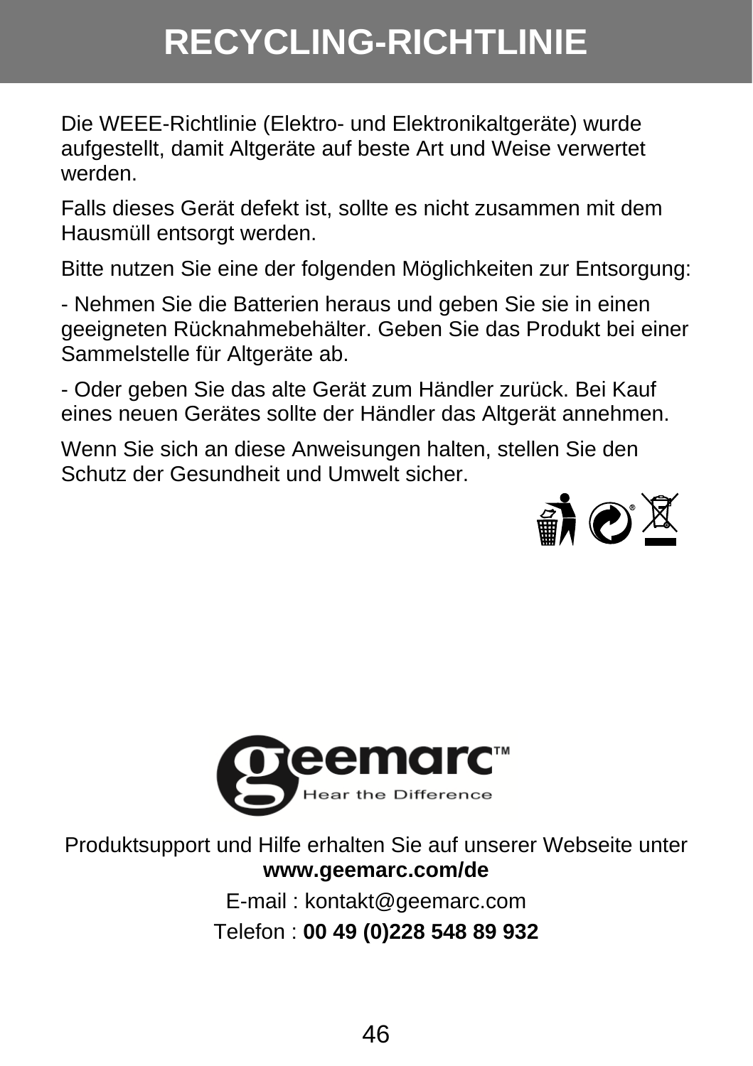# RECYCLING-RICHTLINIE

Die WEEE-Richtlinie (Elektro- und Elektronikaltgeräte) wurde aufgestellt, damit Altgeräte auf beste Art und Weise verwertet werden.

Falls dieses Gerät defekt ist, sollte es nicht zusammen mit dem Hausmüll entsorgt werden.

Bitte nutzen Sie eine der folgenden Möglichkeiten zur Entsorgung:

- Nehmen Sie die Batterien heraus und geben Sie sie in einen geeigneten Rücknahmebehälter. Geben Sie das Produkt bei einer Sammelstelle für Altgeräte ab.

- Oder geben Sie das alte Gerät zum Händler zurück. Bei Kauf eines neuen Gerätes sollte der Händler das Altgerät annehmen.

Wenn Sie sich an diese Anweisungen halten, stellen Sie den Schutz der Gesundheit und Umwelt sicher.

geemarc™
Hear the Difference

Produktsupport und Hilfe erhalten Sie auf unserer Webseite unter **www.geemarc.com/de**

E-mail : kontakt@geemarc.com

Telefon : **00 49 (0)228 548 89 932**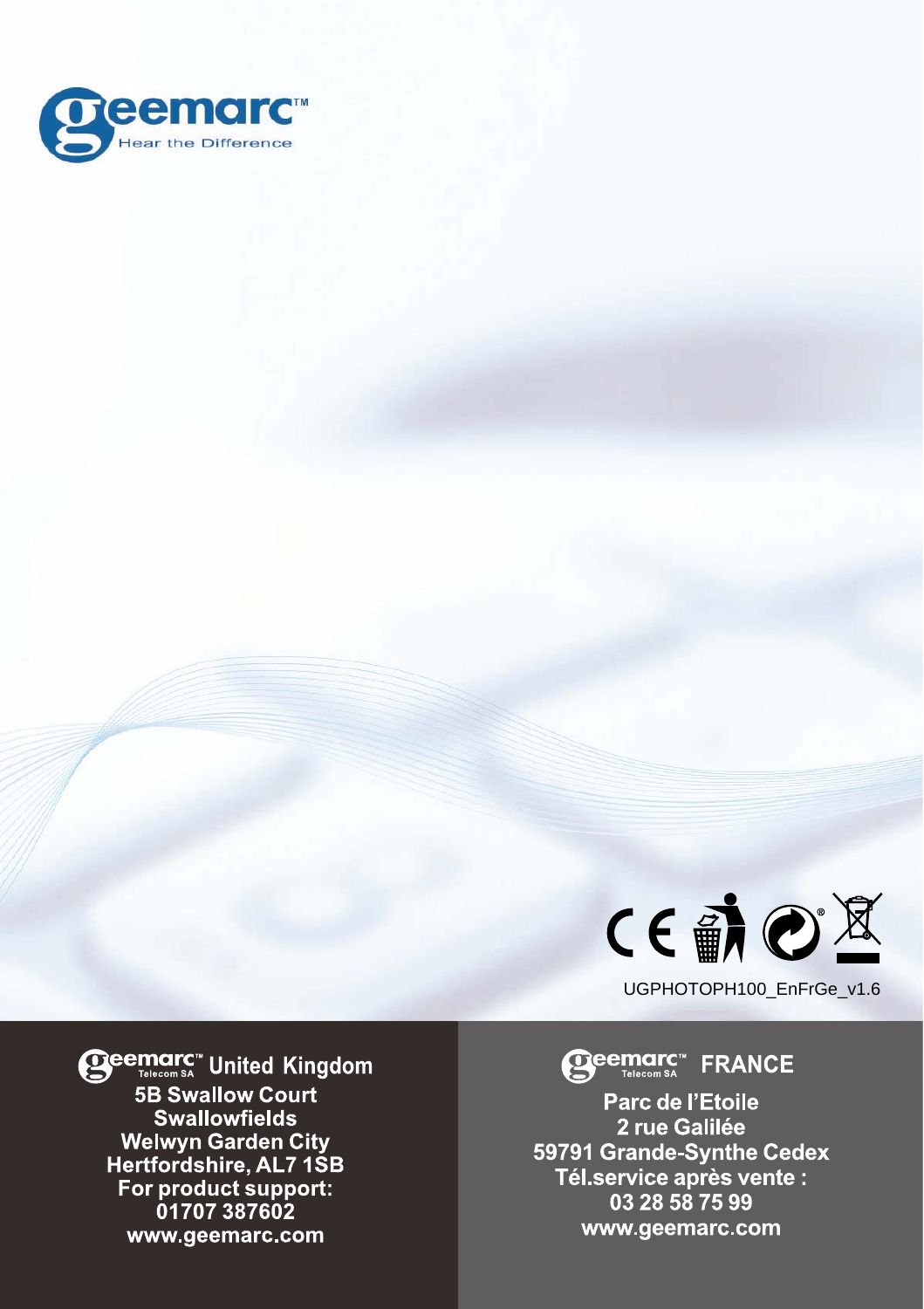geemarc™
Hear the Difference

UGPHOTOPH100_EnFrGe_v1.6

**geemarc™ Telecom SA United Kingdom**

**5B Swallow Court**
**Swallowfields**
**Welwyn Garden City**
**Hertfordshire, AL7 1SB**
**For product support:**
**01707 387602**
**www.geemarc.com**

**geemarc™ Telecom SA FRANCE**

**Parc de l'Etoile**
**2 rue Galilée**
**59791 Grande-Synthe Cedex**
**Tél.service après vente :**
**03 28 58 75 99**
**www.geemarc.com**